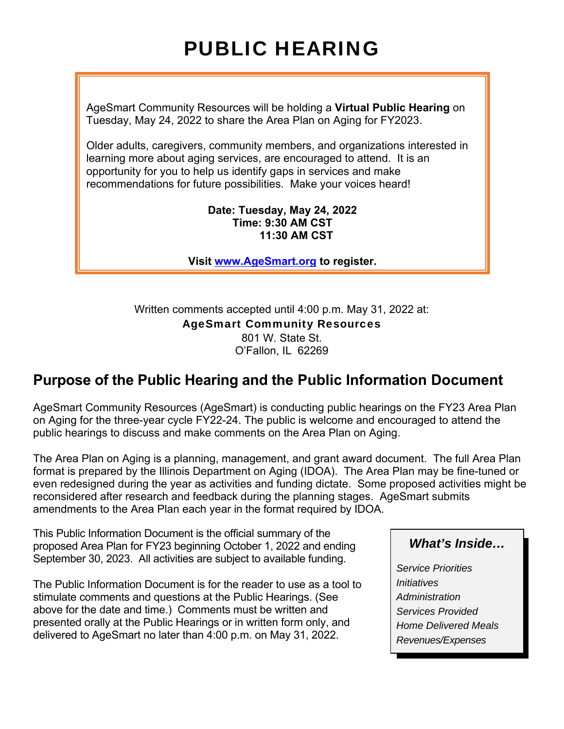# PUBLIC HEARING

AgeSmart Community Resources will be holding a **Virtual Public Hearing** on Tuesday, May 24, 2022 to share the Area Plan on Aging for FY2023.

Older adults, caregivers, community members, and organizations interested in learning more about aging services, are encouraged to attend. It is an opportunity for you to help us identify gaps in services and make recommendations for future possibilities. Make your voices heard!

**Date: Tuesday, May 24, 2022**
**Time: 9:30 AM CST**
**11:30 AM CST**

**Visit [www.AgeSmart.org](http://www.AgeSmart.org) to register.**

Written comments accepted until 4:00 p.m. May 31, 2022 at:

**AgeSmart Community Resources**
801 W. State St.
O'Fallon, IL 62269

## Purpose of the Public Hearing and the Public Information Document

AgeSmart Community Resources (AgeSmart) is conducting public hearings on the FY23 Area Plan on Aging for the three-year cycle FY22-24. The public is welcome and encouraged to attend the public hearings to discuss and make comments on the Area Plan on Aging.

The Area Plan on Aging is a planning, management, and grant award document. The full Area Plan format is prepared by the Illinois Department on Aging (IDOA). The Area Plan may be fine-tuned or even redesigned during the year as activities and funding dictate. Some proposed activities might be reconsidered after research and feedback during the planning stages. AgeSmart submits amendments to the Area Plan each year in the format required by IDOA.

This Public Information Document is the official summary of the proposed Area Plan for FY23 beginning October 1, 2022 and ending September 30, 2023. All activities are subject to available funding.

The Public Information Document is for the reader to use as a tool to stimulate comments and questions at the Public Hearings. (See above for the date and time.) Comments must be written and presented orally at the Public Hearings or in written form only, and delivered to AgeSmart no later than 4:00 p.m. on May 31, 2022.

***What's Inside…***

*Service Priorities*
*Initiatives*
*Administration*
*Services Provided*
*Home Delivered Meals*
*Revenues/Expenses*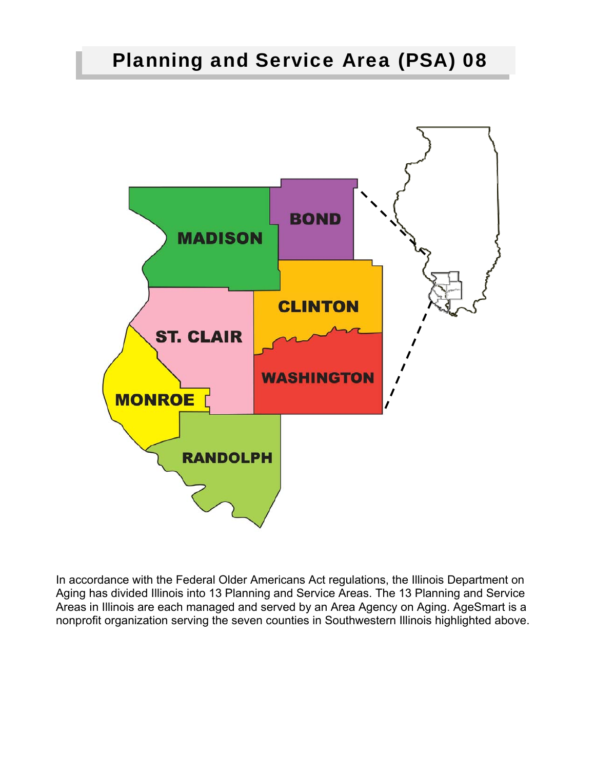# Planning and Service Area (PSA) 08

MADISON

BOND

CLINTON

ST. CLAIR

WASHINGTON

MONROE

RANDOLPH

In accordance with the Federal Older Americans Act regulations, the Illinois Department on Aging has divided Illinois into 13 Planning and Service Areas. The 13 Planning and Service Areas in Illinois are each managed and served by an Area Agency on Aging. AgeSmart is a nonprofit organization serving the seven counties in Southwestern Illinois highlighted above.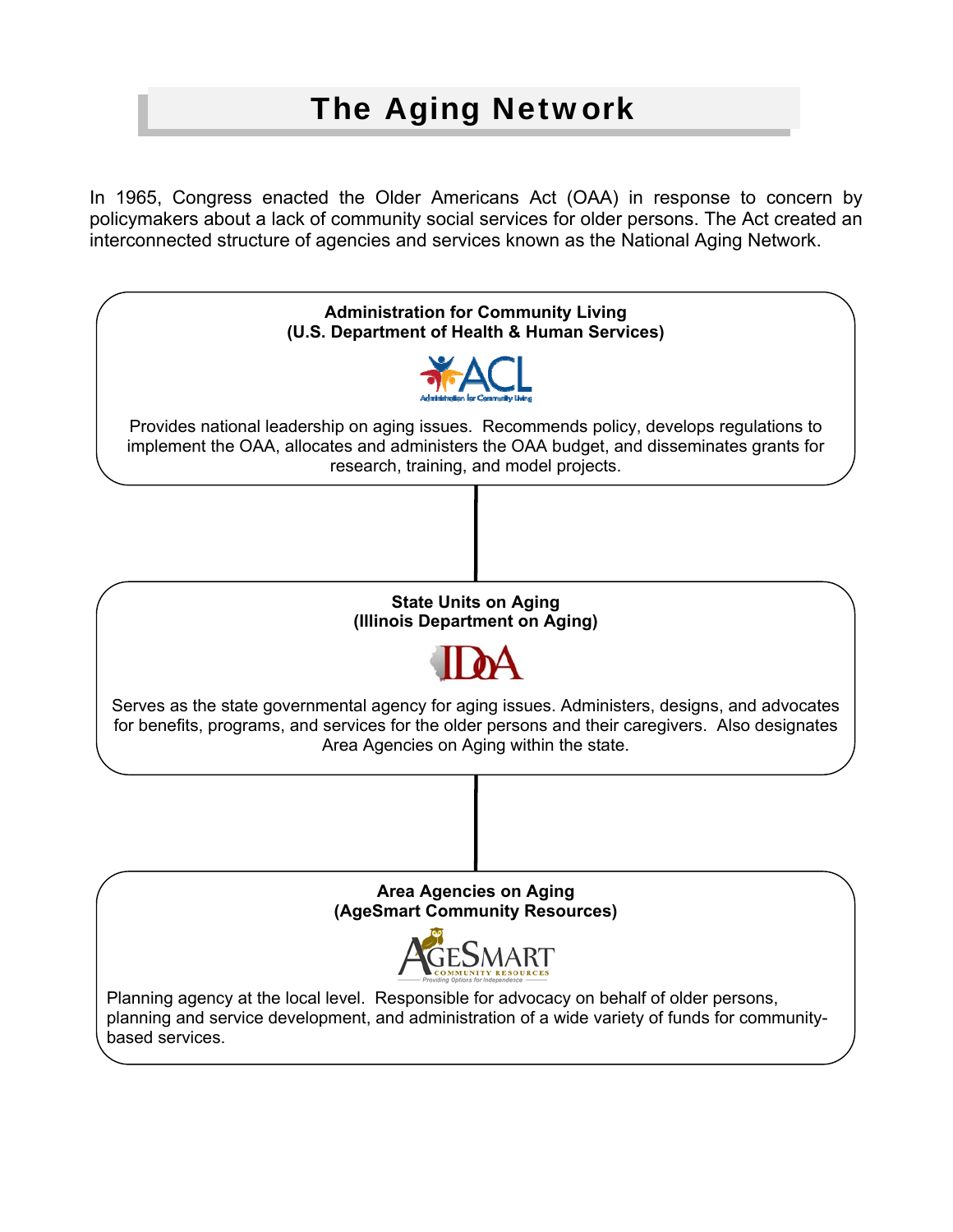# The Aging Network

In 1965, Congress enacted the Older Americans Act (OAA) in response to concern by policymakers about a lack of community social services for older persons. The Act created an interconnected structure of agencies and services known as the National Aging Network.

**Administration for Community Living**
**(U.S. Department of Health & Human Services)**

Provides national leadership on aging issues. Recommends policy, develops regulations to implement the OAA, allocates and administers the OAA budget, and disseminates grants for research, training, and model projects.

**State Units on Aging**
**(Illinois Department on Aging)**

Serves as the state governmental agency for aging issues. Administers, designs, and advocates for benefits, programs, and services for the older persons and their caregivers. Also designates Area Agencies on Aging within the state.

**Area Agencies on Aging**
**(AgeSmart Community Resources)**

Planning agency at the local level. Responsible for advocacy on behalf of older persons, planning and service development, and administration of a wide variety of funds for community-based services.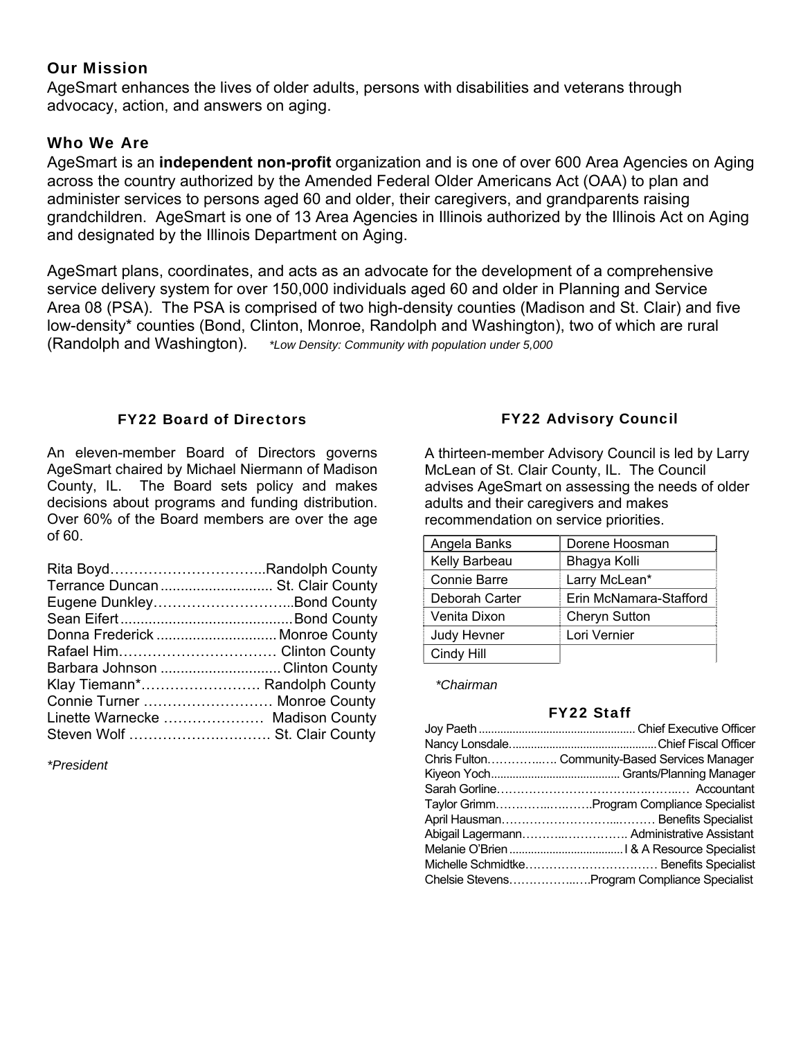## Our Mission

AgeSmart enhances the lives of older adults, persons with disabilities and veterans through advocacy, action, and answers on aging.

## Who We Are

AgeSmart is an **independent non-profit** organization and is one of over 600 Area Agencies on Aging across the country authorized by the Amended Federal Older Americans Act (OAA) to plan and administer services to persons aged 60 and older, their caregivers, and grandparents raising grandchildren. AgeSmart is one of 13 Area Agencies in Illinois authorized by the Illinois Act on Aging and designated by the Illinois Department on Aging.

AgeSmart plans, coordinates, and acts as an advocate for the development of a comprehensive service delivery system for over 150,000 individuals aged 60 and older in Planning and Service Area 08 (PSA). The PSA is comprised of two high-density counties (Madison and St. Clair) and five low-density* counties (Bond, Clinton, Monroe, Randolph and Washington), two of which are rural (Randolph and Washington). *\*Low Density: Community with population under 5,000*

### FY22 Board of Directors

An eleven-member Board of Directors governs AgeSmart chaired by Michael Niermann of Madison County, IL. The Board sets policy and makes decisions about programs and funding distribution. Over 60% of the Board members are over the age of 60.

- Rita Boyd……………………………..Randolph County
- Terrance Duncan ............................ St. Clair County
- Eugene Dunkley…………………………..Bond County
- Sean Eifert ..........................................Bond County
- Donna Frederick .............................. Monroe County
- Rafael Him…………………………… Clinton County
- Barbara Johnson .............................. Clinton County
- Klay Tiemann*……………………. Randolph County
- Connie Turner ……………………… Monroe County
- Linette Warnecke ………………… Madison County
- Steven Wolf …………………………. St. Clair County

*\*President*

### FY22 Advisory Council

A thirteen-member Advisory Council is led by Larry McLean of St. Clair County, IL. The Council advises AgeSmart on assessing the needs of older adults and their caregivers and makes recommendation on service priorities.

| | |
|---|---|
| Angela Banks | Dorene Hoosman |
| Kelly Barbeau | Bhagya Kolli |
| Connie Barre | Larry McLean* |
| Deborah Carter | Erin McNamara-Stafford |
| Venita Dixon | Cheryn Sutton |
| Judy Hevner | Lori Vernier |
| Cindy Hill | |

*\*Chairman*

### FY22 Staff

- Joy Paeth .................................................. Chief Executive Officer
- Nancy Lonsdale...............................................Chief Fiscal Officer
- Chris Fulton…………..…. Community-Based Services Manager
- Kiyeon Yoch......................................... Grants/Planning Manager
- Sarah Gorline……………………………..……..… Accountant
- Taylor Grimm…………..…..…..Program Compliance Specialist
- April Hausman………………………...……… Benefits Specialist
- Abigail Lagermann………..……………. Administrative Assistant
- Melanie O'Brien ....................................I & A Resource Specialist
- Michelle Schmidtke…………………………… Benefits Specialist
- Chelsie Stevens……………..….Program Compliance Specialist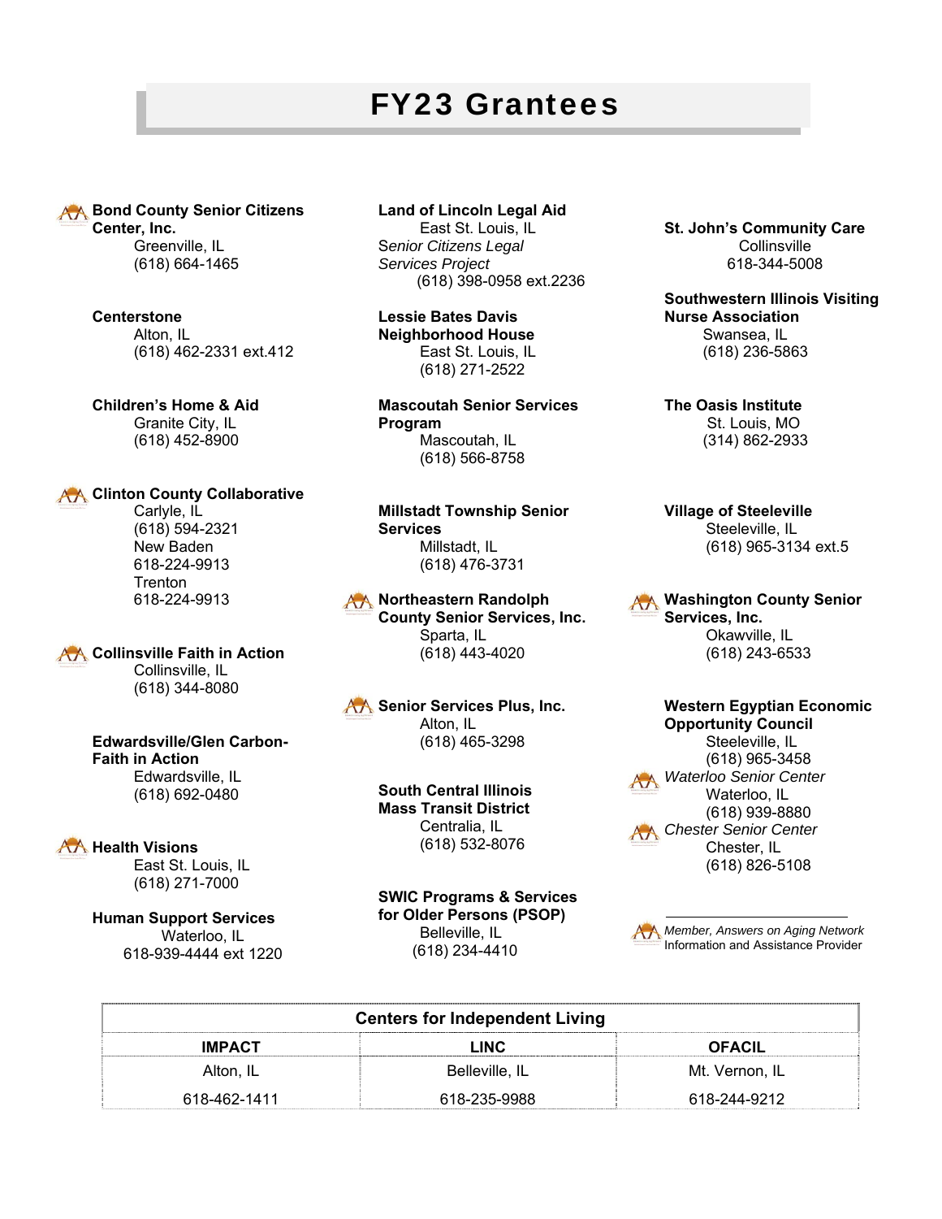# FY23 Grantees

**Bond County Senior Citizens Center, Inc.**
Greenville, IL
(618) 664-1465

**Centerstone**
Alton, IL
(618) 462-2331 ext.412

**Children's Home & Aid**
Granite City, IL
(618) 452-8900

**Clinton County Collaborative**
Carlyle, IL
(618) 594-2321
New Baden
618-224-9913
Trenton
618-224-9913

**Collinsville Faith in Action**
Collinsville, IL
(618) 344-8080

**Edwardsville/Glen Carbon-Faith in Action**
Edwardsville, IL
(618) 692-0480

**Health Visions**
East St. Louis, IL
(618) 271-7000

**Human Support Services**
Waterloo, IL
618-939-4444 ext 1220

**Land of Lincoln Legal Aid**
East St. Louis, IL
*Senior Citizens Legal Services Project*
(618) 398-0958 ext.2236

**Lessie Bates Davis Neighborhood House**
East St. Louis, IL
(618) 271-2522

**Mascoutah Senior Services Program**
Mascoutah, IL
(618) 566-8758

**Millstadt Township Senior Services**
Millstadt, IL
(618) 476-3731

**Northeastern Randolph County Senior Services, Inc.**
Sparta, IL
(618) 443-4020

**Senior Services Plus, Inc.**
Alton, IL
(618) 465-3298

**South Central Illinois Mass Transit District**
Centralia, IL
(618) 532-8076

**SWIC Programs & Services for Older Persons (PSOP)**
Belleville, IL
(618) 234-4410

**St. John's Community Care**
Collinsville
618-344-5008

**Southwestern Illinois Visiting Nurse Association**
Swansea, IL
(618) 236-5863

**The Oasis Institute**
St. Louis, MO
(314) 862-2933

**Village of Steeleville**
Steeleville, IL
(618) 965-3134 ext.5

**Washington County Senior Services, Inc.**
Okawville, IL
(618) 243-6533

**Western Egyptian Economic Opportunity Council**
Steeleville, IL
(618) 965-3458
*Waterloo Senior Center*
Waterloo, IL
(618) 939-8880
*Chester Senior Center*
Chester, IL
(618) 826-5108

*Member, Answers on Aging Network*
Information and Assistance Provider

| Centers for Independent Living | | |
|---|---|---|
| **IMPACT** | **LINC** | **OFACIL** |
| Alton, IL | Belleville, IL | Mt. Vernon, IL |
| 618-462-1411 | 618-235-9988 | 618-244-9212 |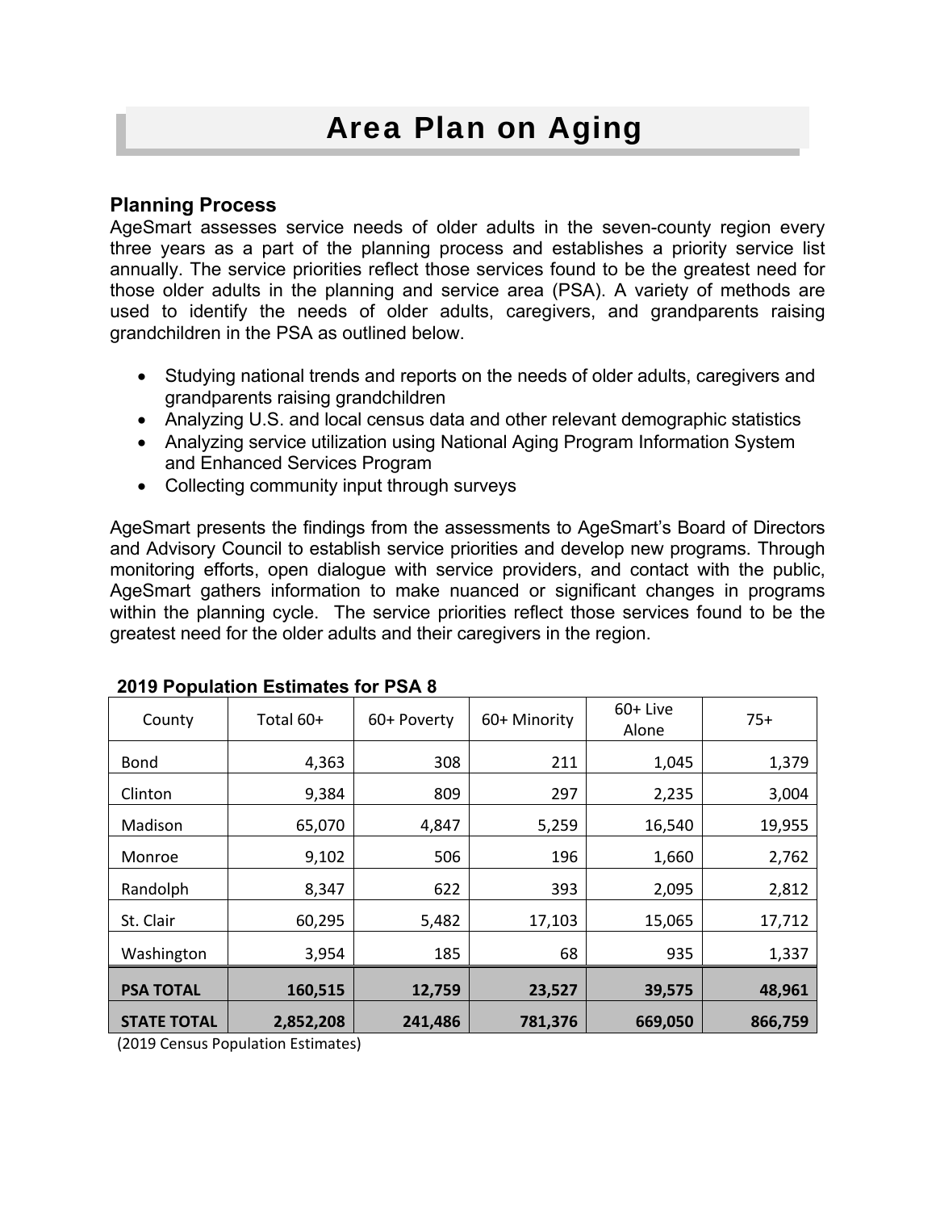# Area Plan on Aging

## Planning Process

AgeSmart assesses service needs of older adults in the seven-county region every three years as a part of the planning process and establishes a priority service list annually. The service priorities reflect those services found to be the greatest need for those older adults in the planning and service area (PSA). A variety of methods are used to identify the needs of older adults, caregivers, and grandparents raising grandchildren in the PSA as outlined below.

- Studying national trends and reports on the needs of older adults, caregivers and grandparents raising grandchildren
- Analyzing U.S. and local census data and other relevant demographic statistics
- Analyzing service utilization using National Aging Program Information System and Enhanced Services Program
- Collecting community input through surveys

AgeSmart presents the findings from the assessments to AgeSmart's Board of Directors and Advisory Council to establish service priorities and develop new programs. Through monitoring efforts, open dialogue with service providers, and contact with the public, AgeSmart gathers information to make nuanced or significant changes in programs within the planning cycle. The service priorities reflect those services found to be the greatest need for the older adults and their caregivers in the region.

**2019 Population Estimates for PSA 8**

| County | Total 60+ | 60+ Poverty | 60+ Minority | 60+ Live Alone | 75+ |
|---|---|---|---|---|---|
| Bond | 4,363 | 308 | 211 | 1,045 | 1,379 |
| Clinton | 9,384 | 809 | 297 | 2,235 | 3,004 |
| Madison | 65,070 | 4,847 | 5,259 | 16,540 | 19,955 |
| Monroe | 9,102 | 506 | 196 | 1,660 | 2,762 |
| Randolph | 8,347 | 622 | 393 | 2,095 | 2,812 |
| St. Clair | 60,295 | 5,482 | 17,103 | 15,065 | 17,712 |
| Washington | 3,954 | 185 | 68 | 935 | 1,337 |
| **PSA TOTAL** | **160,515** | **12,759** | **23,527** | **39,575** | **48,961** |
| **STATE TOTAL** | **2,852,208** | **241,486** | **781,376** | **669,050** | **866,759** |

(2019 Census Population Estimates)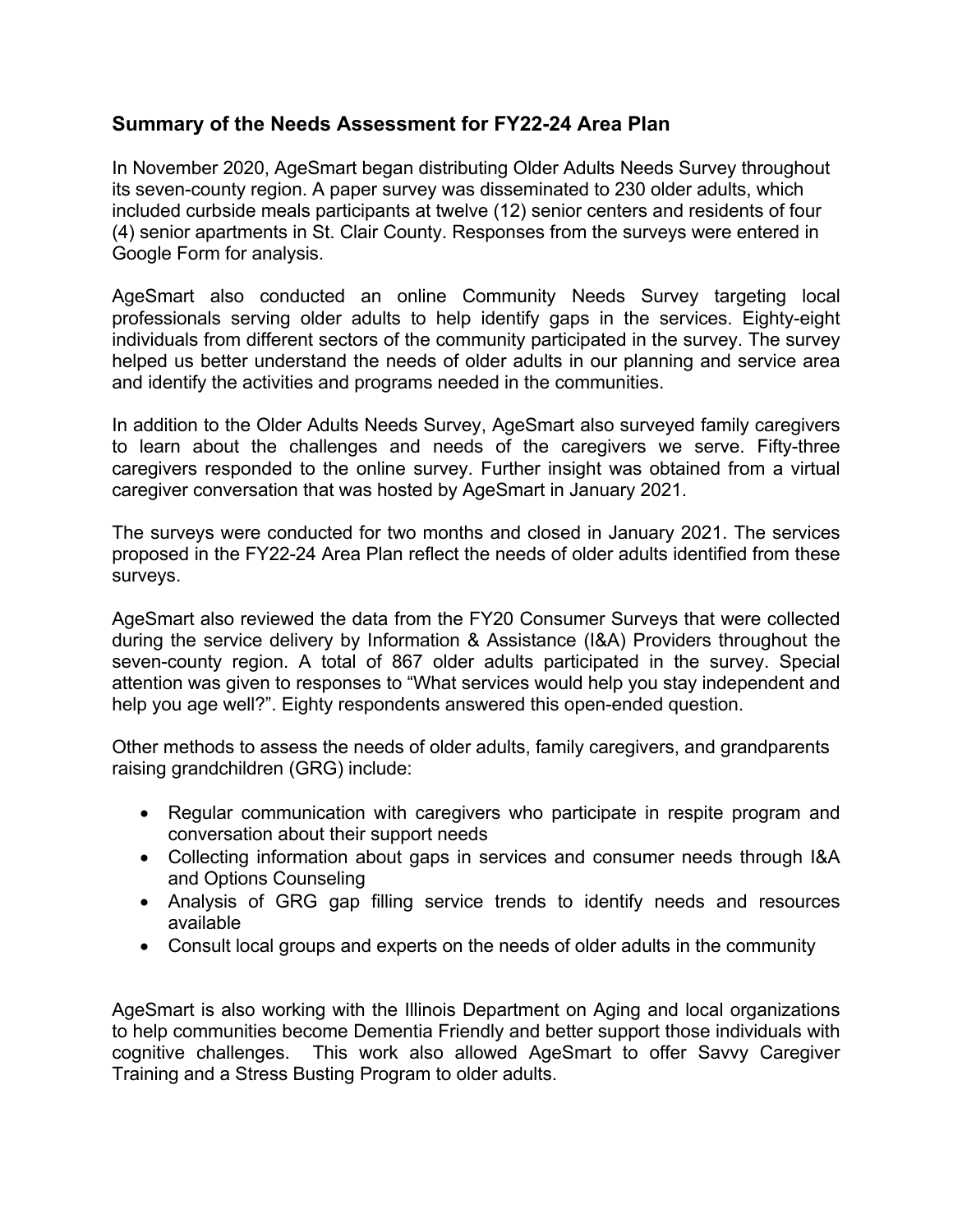## Summary of the Needs Assessment for FY22-24 Area Plan

In November 2020, AgeSmart began distributing Older Adults Needs Survey throughout its seven-county region. A paper survey was disseminated to 230 older adults, which included curbside meals participants at twelve (12) senior centers and residents of four (4) senior apartments in St. Clair County. Responses from the surveys were entered in Google Form for analysis.

AgeSmart also conducted an online Community Needs Survey targeting local professionals serving older adults to help identify gaps in the services. Eighty-eight individuals from different sectors of the community participated in the survey. The survey helped us better understand the needs of older adults in our planning and service area and identify the activities and programs needed in the communities.

In addition to the Older Adults Needs Survey, AgeSmart also surveyed family caregivers to learn about the challenges and needs of the caregivers we serve. Fifty-three caregivers responded to the online survey. Further insight was obtained from a virtual caregiver conversation that was hosted by AgeSmart in January 2021.

The surveys were conducted for two months and closed in January 2021. The services proposed in the FY22-24 Area Plan reflect the needs of older adults identified from these surveys.

AgeSmart also reviewed the data from the FY20 Consumer Surveys that were collected during the service delivery by Information & Assistance (I&A) Providers throughout the seven-county region. A total of 867 older adults participated in the survey. Special attention was given to responses to "What services would help you stay independent and help you age well?". Eighty respondents answered this open-ended question.

Other methods to assess the needs of older adults, family caregivers, and grandparents raising grandchildren (GRG) include:

- Regular communication with caregivers who participate in respite program and conversation about their support needs
- Collecting information about gaps in services and consumer needs through I&A and Options Counseling
- Analysis of GRG gap filling service trends to identify needs and resources available
- Consult local groups and experts on the needs of older adults in the community

AgeSmart is also working with the Illinois Department on Aging and local organizations to help communities become Dementia Friendly and better support those individuals with cognitive challenges. This work also allowed AgeSmart to offer Savvy Caregiver Training and a Stress Busting Program to older adults.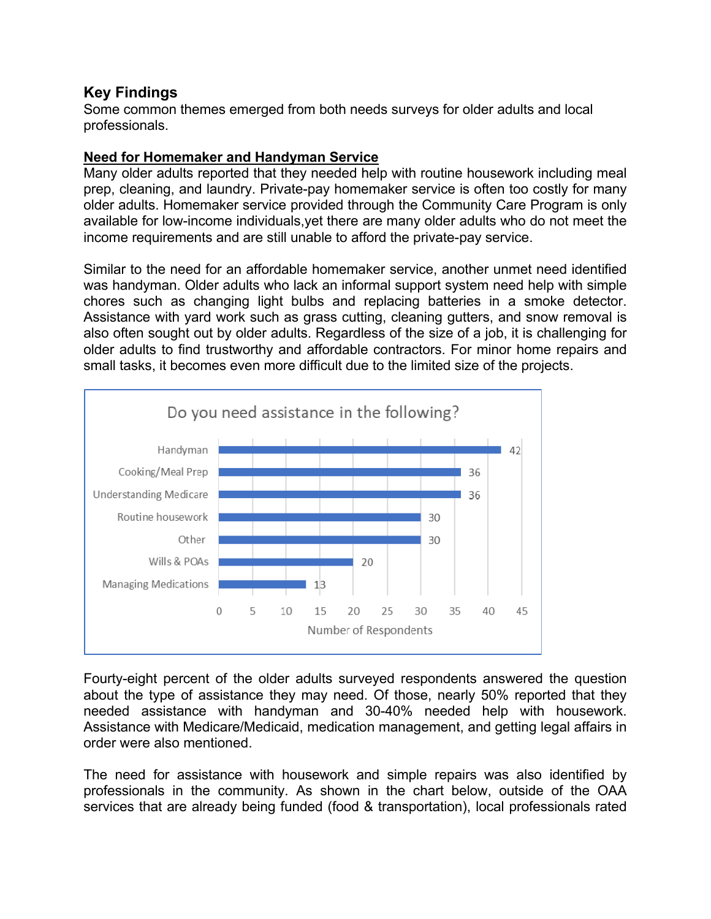## Key Findings

Some common themes emerged from both needs surveys for older adults and local professionals.

### Need for Homemaker and Handyman Service

Many older adults reported that they needed help with routine housework including meal prep, cleaning, and laundry. Private-pay homemaker service is often too costly for many older adults. Homemaker service provided through the Community Care Program is only available for low-income individuals,yet there are many older adults who do not meet the income requirements and are still unable to afford the private-pay service.

Similar to the need for an affordable homemaker service, another unmet need identified was handyman. Older adults who lack an informal support system need help with simple chores such as changing light bulbs and replacing batteries in a smoke detector. Assistance with yard work such as grass cutting, cleaning gutters, and snow removal is also often sought out by older adults. Regardless of the size of a job, it is challenging for older adults to find trustworthy and affordable contractors. For minor home repairs and small tasks, it becomes even more difficult due to the limited size of the projects.

**Do you need assistance in the following?**

| Assistance | Number of Respondents |
|---|---|
| Handyman | 42 |
| Cooking/Meal Prep | 36 |
| Understanding Medicare | 36 |
| Routine housework | 30 |
| Other | 30 |
| Wills & POAs | 20 |
| Managing Medications | 13 |

Fourty-eight percent of the older adults surveyed respondents answered the question about the type of assistance they may need. Of those, nearly 50% reported that they needed assistance with handyman and 30-40% needed help with housework. Assistance with Medicare/Medicaid, medication management, and getting legal affairs in order were also mentioned.

The need for assistance with housework and simple repairs was also identified by professionals in the community. As shown in the chart below, outside of the OAA services that are already being funded (food & transportation), local professionals rated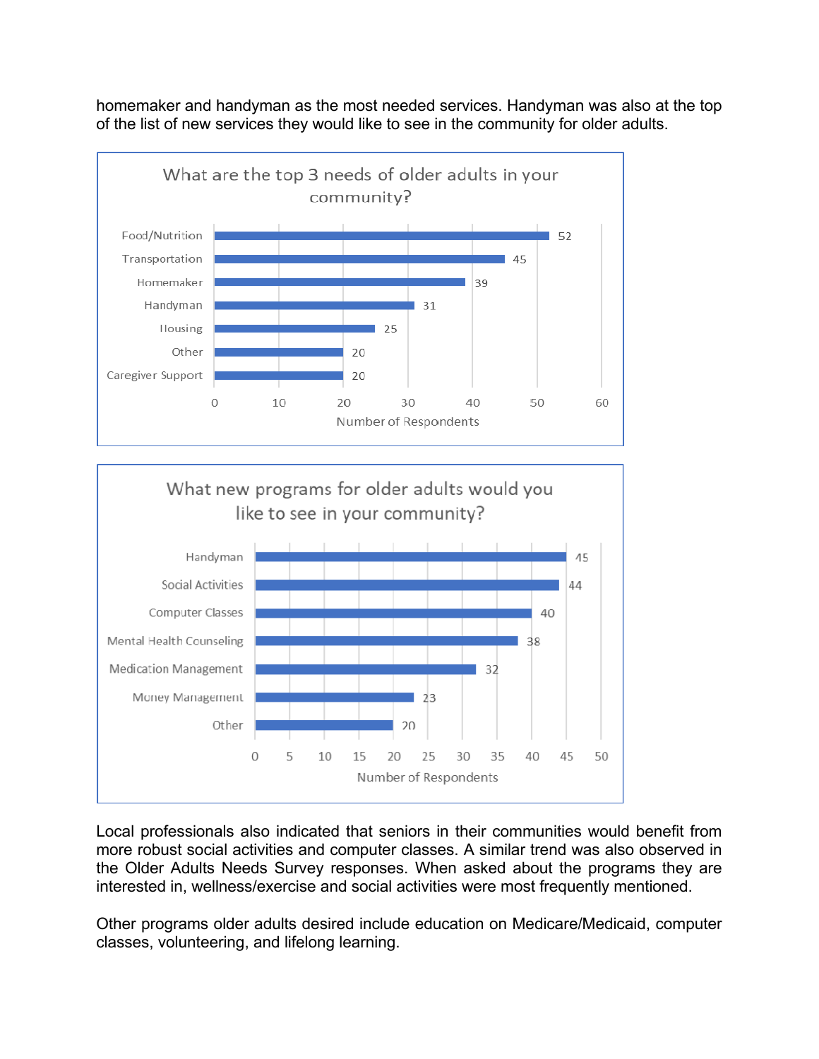homemaker and handyman as the most needed services. Handyman was also at the top of the list of new services they would like to see in the community for older adults.

**What are the top 3 needs of older adults in your community?**

| Need | Number of Respondents |
| --- | --- |
| Food/Nutrition | 52 |
| Transportation | 45 |
| Homemaker | 39 |
| Handyman | 31 |
| Housing | 25 |
| Other | 20 |
| Caregiver Support | 20 |

**What new programs for older adults would you like to see in your community?**

| Program | Number of Respondents |
| --- | --- |
| Handyman | 45 |
| Social Activities | 44 |
| Computer Classes | 40 |
| Mental Health Counseling | 38 |
| Medication Management | 32 |
| Money Management | 23 |
| Other | 20 |

Local professionals also indicated that seniors in their communities would benefit from more robust social activities and computer classes. A similar trend was also observed in the Older Adults Needs Survey responses. When asked about the programs they are interested in, wellness/exercise and social activities were most frequently mentioned.

Other programs older adults desired include education on Medicare/Medicaid, computer classes, volunteering, and lifelong learning.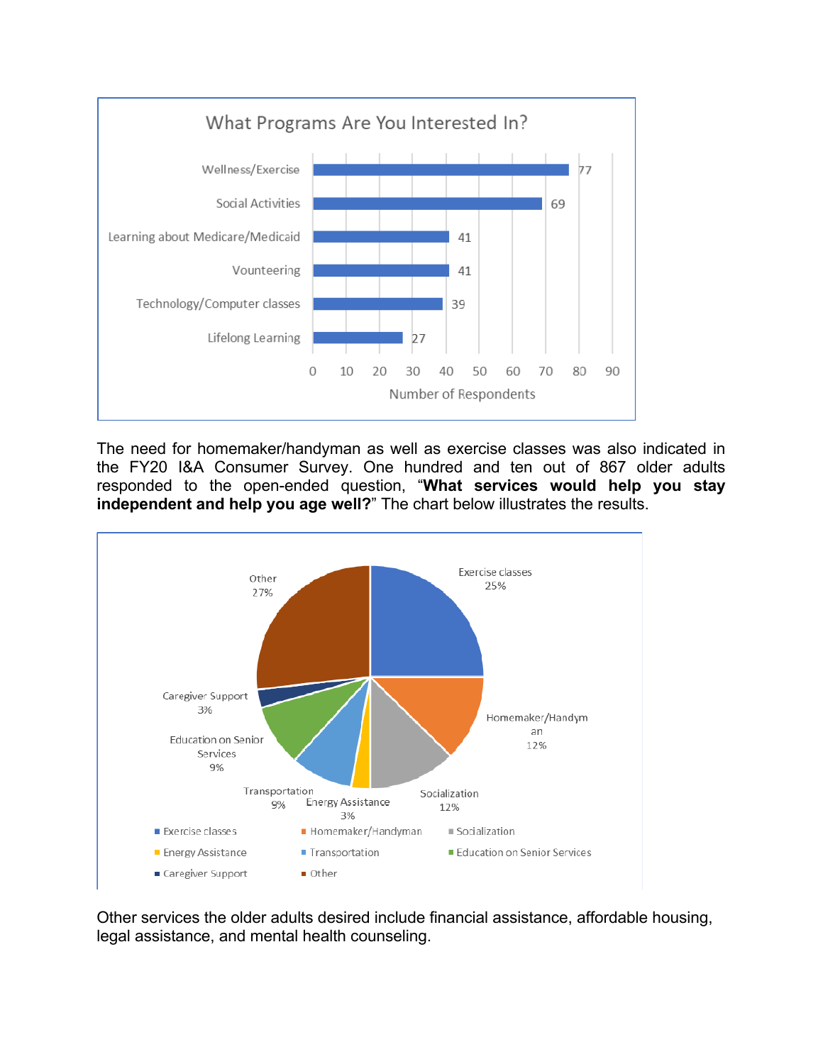**What Programs Are You Interested In?**

| Program | Number of Respondents |
|---|---|
| Wellness/Exercise | 77 |
| Social Activities | 69 |
| Learning about Medicare/Medicaid | 41 |
| Vounteering | 41 |
| Technology/Computer classes | 39 |
| Lifelong Learning | 27 |

The need for homemaker/handyman as well as exercise classes was also indicated in the FY20 I&A Consumer Survey. One hundred and ten out of 867 older adults responded to the open-ended question, "**What services would help you stay independent and help you age well?**" The chart below illustrates the results.

| Service | Percent |
|---|---|
| Exercise classes | 25% |
| Homemaker/Handyman | 12% |
| Socialization | 12% |
| Energy Assistance | 3% |
| Transportation | 9% |
| Education on Senior Services | 9% |
| Caregiver Support | 3% |
| Other | 27% |

Other services the older adults desired include financial assistance, affordable housing, legal assistance, and mental health counseling.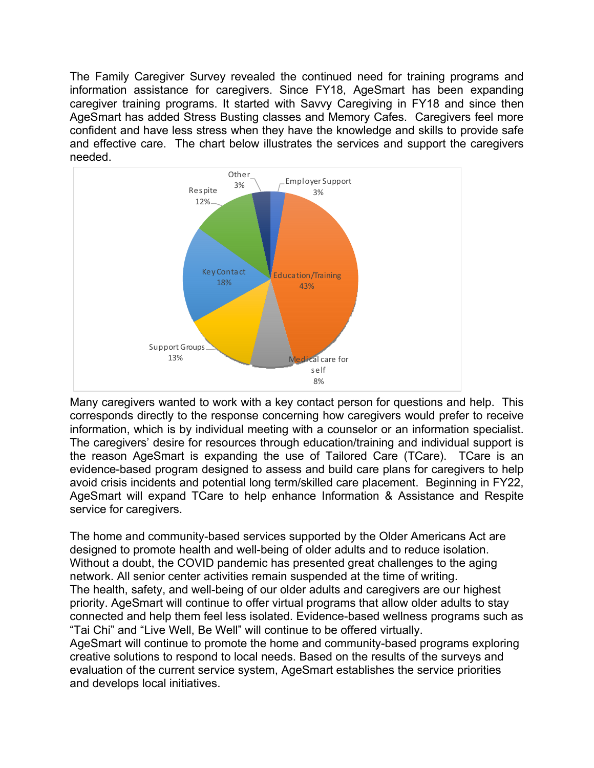The Family Caregiver Survey revealed the continued need for training programs and information assistance for caregivers. Since FY18, AgeSmart has been expanding caregiver training programs. It started with Savvy Caregiving in FY18 and since then AgeSmart has added Stress Busting classes and Memory Cafes. Caregivers feel more confident and have less stress when they have the knowledge and skills to provide safe and effective care. The chart below illustrates the services and support the caregivers needed.

| Service/Support | Percent |
|---|---|
| Education/Training | 43% |
| Key Contact | 18% |
| Support Groups | 13% |
| Respite | 12% |
| Medical care for self | 8% |
| Other | 3% |
| Employer Support | 3% |

Many caregivers wanted to work with a key contact person for questions and help. This corresponds directly to the response concerning how caregivers would prefer to receive information, which is by individual meeting with a counselor or an information specialist. The caregivers' desire for resources through education/training and individual support is the reason AgeSmart is expanding the use of Tailored Care (TCare). TCare is an evidence-based program designed to assess and build care plans for caregivers to help avoid crisis incidents and potential long term/skilled care placement. Beginning in FY22, AgeSmart will expand TCare to help enhance Information & Assistance and Respite service for caregivers.

The home and community-based services supported by the Older Americans Act are designed to promote health and well-being of older adults and to reduce isolation. Without a doubt, the COVID pandemic has presented great challenges to the aging network. All senior center activities remain suspended at the time of writing.
The health, safety, and well-being of our older adults and caregivers are our highest priority. AgeSmart will continue to offer virtual programs that allow older adults to stay connected and help them feel less isolated. Evidence-based wellness programs such as "Tai Chi" and "Live Well, Be Well" will continue to be offered virtually.
AgeSmart will continue to promote the home and community-based programs exploring creative solutions to respond to local needs. Based on the results of the surveys and evaluation of the current service system, AgeSmart establishes the service priorities and develops local initiatives.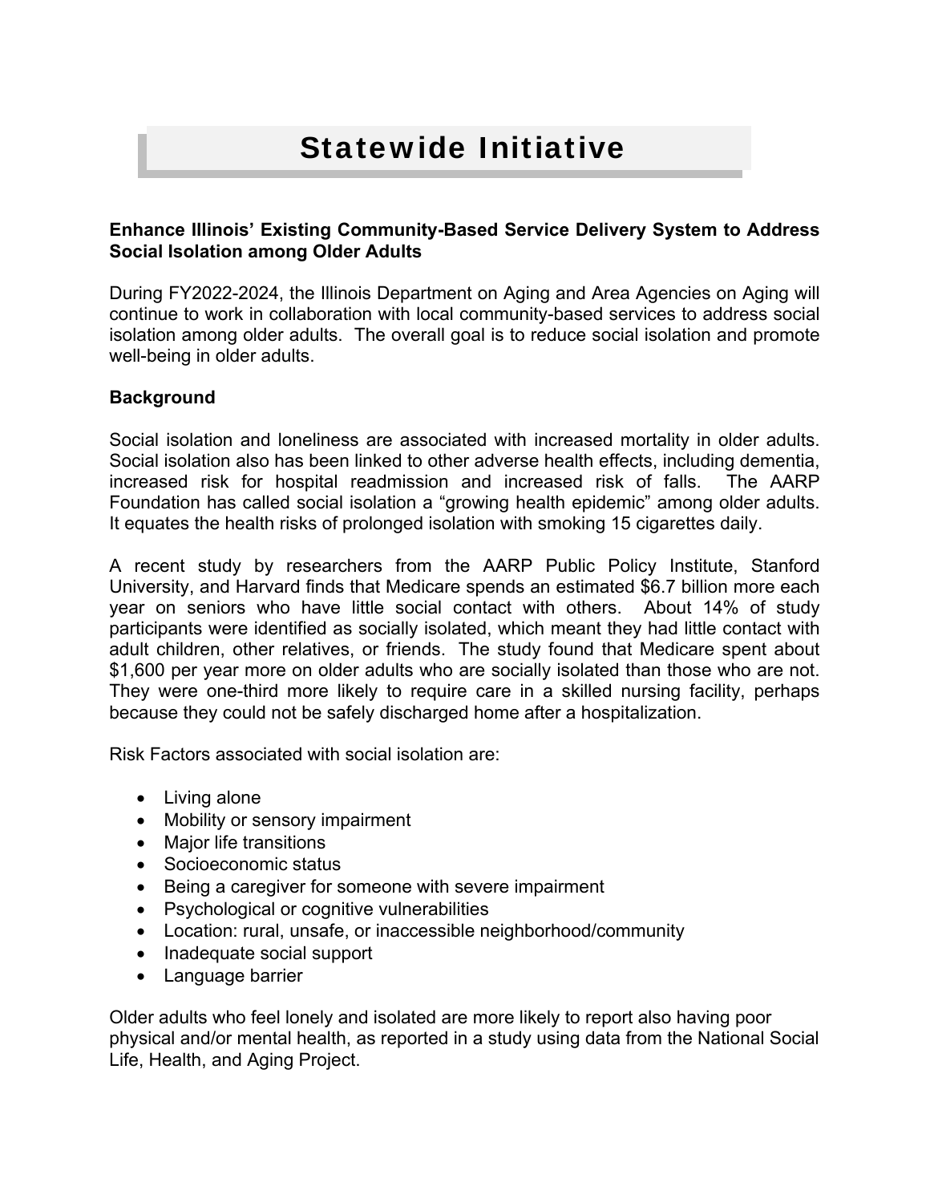# Statewide Initiative

**Enhance Illinois' Existing Community-Based Service Delivery System to Address Social Isolation among Older Adults**

During FY2022-2024, the Illinois Department on Aging and Area Agencies on Aging will continue to work in collaboration with local community-based services to address social isolation among older adults. The overall goal is to reduce social isolation and promote well-being in older adults.

**Background**

Social isolation and loneliness are associated with increased mortality in older adults. Social isolation also has been linked to other adverse health effects, including dementia, increased risk for hospital readmission and increased risk of falls. The AARP Foundation has called social isolation a "growing health epidemic" among older adults. It equates the health risks of prolonged isolation with smoking 15 cigarettes daily.

A recent study by researchers from the AARP Public Policy Institute, Stanford University, and Harvard finds that Medicare spends an estimated $6.7 billion more each year on seniors who have little social contact with others. About 14% of study participants were identified as socially isolated, which meant they had little contact with adult children, other relatives, or friends. The study found that Medicare spent about $1,600 per year more on older adults who are socially isolated than those who are not. They were one-third more likely to require care in a skilled nursing facility, perhaps because they could not be safely discharged home after a hospitalization.

Risk Factors associated with social isolation are:

- Living alone
- Mobility or sensory impairment
- Major life transitions
- Socioeconomic status
- Being a caregiver for someone with severe impairment
- Psychological or cognitive vulnerabilities
- Location: rural, unsafe, or inaccessible neighborhood/community
- Inadequate social support
- Language barrier

Older adults who feel lonely and isolated are more likely to report also having poor physical and/or mental health, as reported in a study using data from the National Social Life, Health, and Aging Project.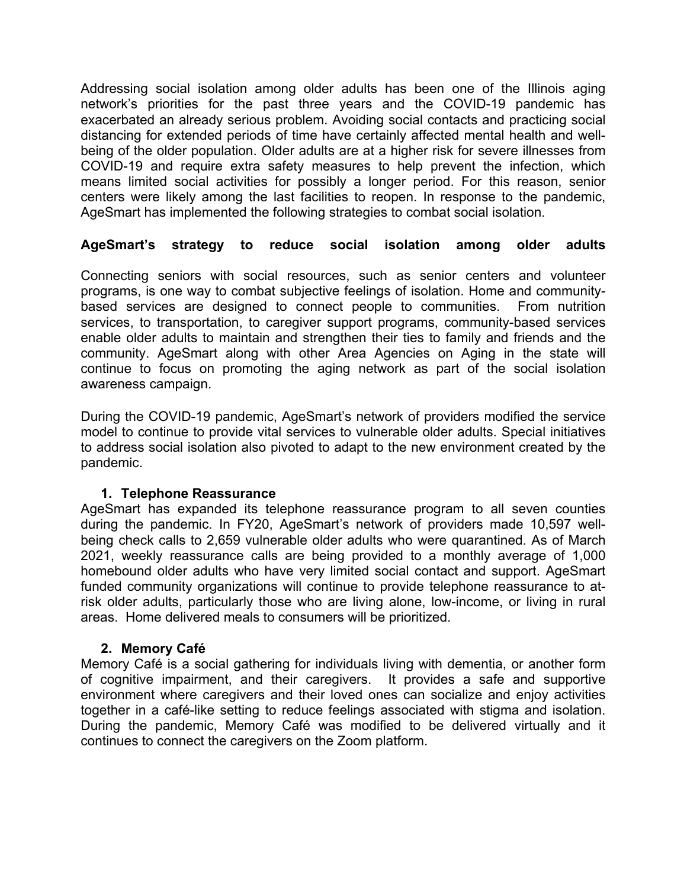Addressing social isolation among older adults has been one of the Illinois aging network's priorities for the past three years and the COVID-19 pandemic has exacerbated an already serious problem. Avoiding social contacts and practicing social distancing for extended periods of time have certainly affected mental health and well-being of the older population. Older adults are at a higher risk for severe illnesses from COVID-19 and require extra safety measures to help prevent the infection, which means limited social activities for possibly a longer period. For this reason, senior centers were likely among the last facilities to reopen. In response to the pandemic, AgeSmart has implemented the following strategies to combat social isolation.

**AgeSmart's strategy to reduce social isolation among older adults**

Connecting seniors with social resources, such as senior centers and volunteer programs, is one way to combat subjective feelings of isolation. Home and community-based services are designed to connect people to communities. From nutrition services, to transportation, to caregiver support programs, community-based services enable older adults to maintain and strengthen their ties to family and friends and the community. AgeSmart along with other Area Agencies on Aging in the state will continue to focus on promoting the aging network as part of the social isolation awareness campaign.

During the COVID-19 pandemic, AgeSmart's network of providers modified the service model to continue to provide vital services to vulnerable older adults. Special initiatives to address social isolation also pivoted to adapt to the new environment created by the pandemic.

1. **Telephone Reassurance**

AgeSmart has expanded its telephone reassurance program to all seven counties during the pandemic. In FY20, AgeSmart's network of providers made 10,597 well-being check calls to 2,659 vulnerable older adults who were quarantined. As of March 2021, weekly reassurance calls are being provided to a monthly average of 1,000 homebound older adults who have very limited social contact and support. AgeSmart funded community organizations will continue to provide telephone reassurance to at-risk older adults, particularly those who are living alone, low-income, or living in rural areas. Home delivered meals to consumers will be prioritized.

2. **Memory Café**

Memory Café is a social gathering for individuals living with dementia, or another form of cognitive impairment, and their caregivers. It provides a safe and supportive environment where caregivers and their loved ones can socialize and enjoy activities together in a café-like setting to reduce feelings associated with stigma and isolation. During the pandemic, Memory Café was modified to be delivered virtually and it continues to connect the caregivers on the Zoom platform.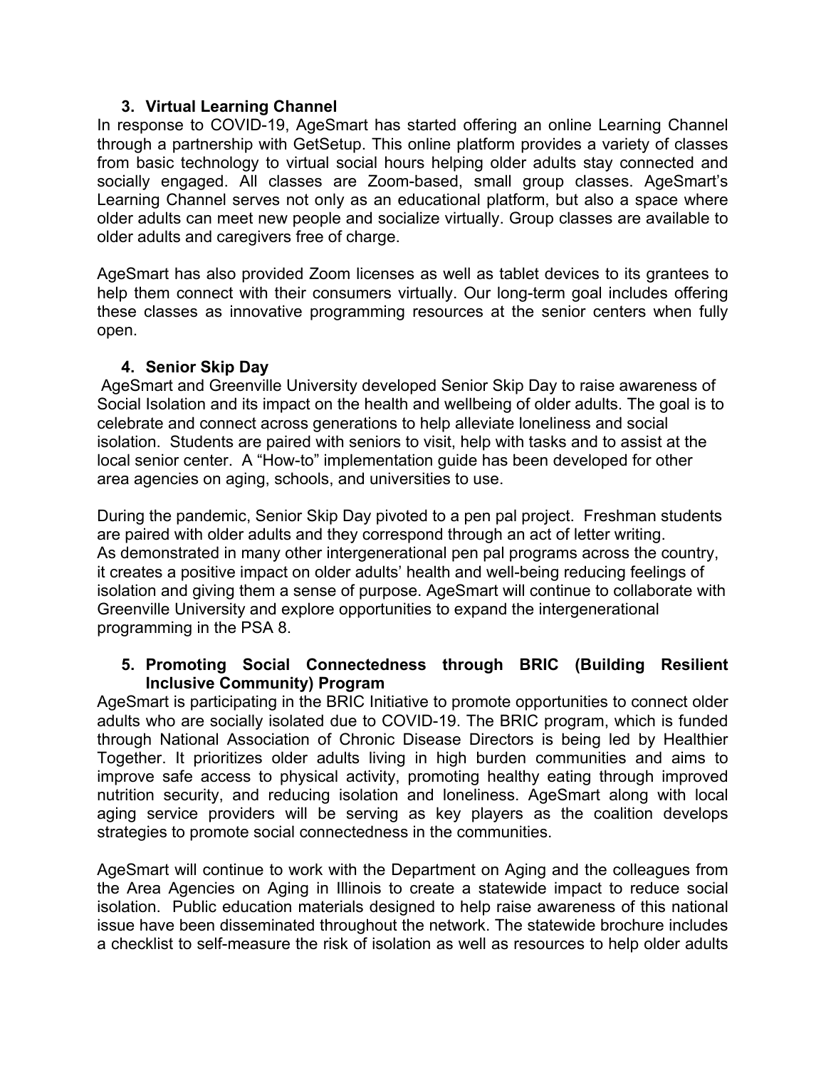### 3. Virtual Learning Channel

In response to COVID-19, AgeSmart has started offering an online Learning Channel through a partnership with GetSetup. This online platform provides a variety of classes from basic technology to virtual social hours helping older adults stay connected and socially engaged. All classes are Zoom-based, small group classes. AgeSmart's Learning Channel serves not only as an educational platform, but also a space where older adults can meet new people and socialize virtually. Group classes are available to older adults and caregivers free of charge.

AgeSmart has also provided Zoom licenses as well as tablet devices to its grantees to help them connect with their consumers virtually. Our long-term goal includes offering these classes as innovative programming resources at the senior centers when fully open.

### 4. Senior Skip Day

AgeSmart and Greenville University developed Senior Skip Day to raise awareness of Social Isolation and its impact on the health and wellbeing of older adults. The goal is to celebrate and connect across generations to help alleviate loneliness and social isolation. Students are paired with seniors to visit, help with tasks and to assist at the local senior center. A "How-to" implementation guide has been developed for other area agencies on aging, schools, and universities to use.

During the pandemic, Senior Skip Day pivoted to a pen pal project. Freshman students are paired with older adults and they correspond through an act of letter writing. As demonstrated in many other intergenerational pen pal programs across the country, it creates a positive impact on older adults' health and well-being reducing feelings of isolation and giving them a sense of purpose. AgeSmart will continue to collaborate with Greenville University and explore opportunities to expand the intergenerational programming in the PSA 8.

### 5. Promoting Social Connectedness through BRIC (Building Resilient Inclusive Community) Program

AgeSmart is participating in the BRIC Initiative to promote opportunities to connect older adults who are socially isolated due to COVID-19. The BRIC program, which is funded through National Association of Chronic Disease Directors is being led by Healthier Together. It prioritizes older adults living in high burden communities and aims to improve safe access to physical activity, promoting healthy eating through improved nutrition security, and reducing isolation and loneliness. AgeSmart along with local aging service providers will be serving as key players as the coalition develops strategies to promote social connectedness in the communities.

AgeSmart will continue to work with the Department on Aging and the colleagues from the Area Agencies on Aging in Illinois to create a statewide impact to reduce social isolation. Public education materials designed to help raise awareness of this national issue have been disseminated throughout the network. The statewide brochure includes a checklist to self-measure the risk of isolation as well as resources to help older adults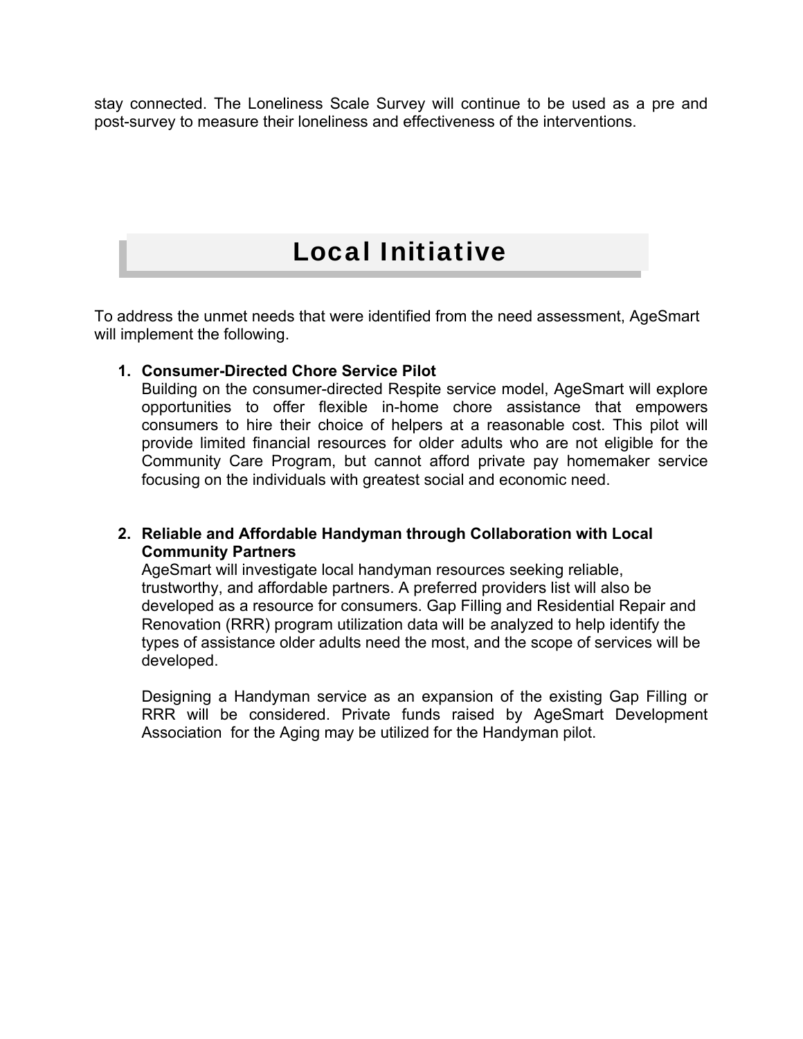stay connected. The Loneliness Scale Survey will continue to be used as a pre and post-survey to measure their loneliness and effectiveness of the interventions.

# Local Initiative

To address the unmet needs that were identified from the need assessment, AgeSmart will implement the following.

1. **Consumer-Directed Chore Service Pilot**
   Building on the consumer-directed Respite service model, AgeSmart will explore opportunities to offer flexible in-home chore assistance that empowers consumers to hire their choice of helpers at a reasonable cost. This pilot will provide limited financial resources for older adults who are not eligible for the Community Care Program, but cannot afford private pay homemaker service focusing on the individuals with greatest social and economic need.

2. **Reliable and Affordable Handyman through Collaboration with Local Community Partners**
   AgeSmart will investigate local handyman resources seeking reliable, trustworthy, and affordable partners. A preferred providers list will also be developed as a resource for consumers. Gap Filling and Residential Repair and Renovation (RRR) program utilization data will be analyzed to help identify the types of assistance older adults need the most, and the scope of services will be developed.

   Designing a Handyman service as an expansion of the existing Gap Filling or RRR will be considered. Private funds raised by AgeSmart Development Association for the Aging may be utilized for the Handyman pilot.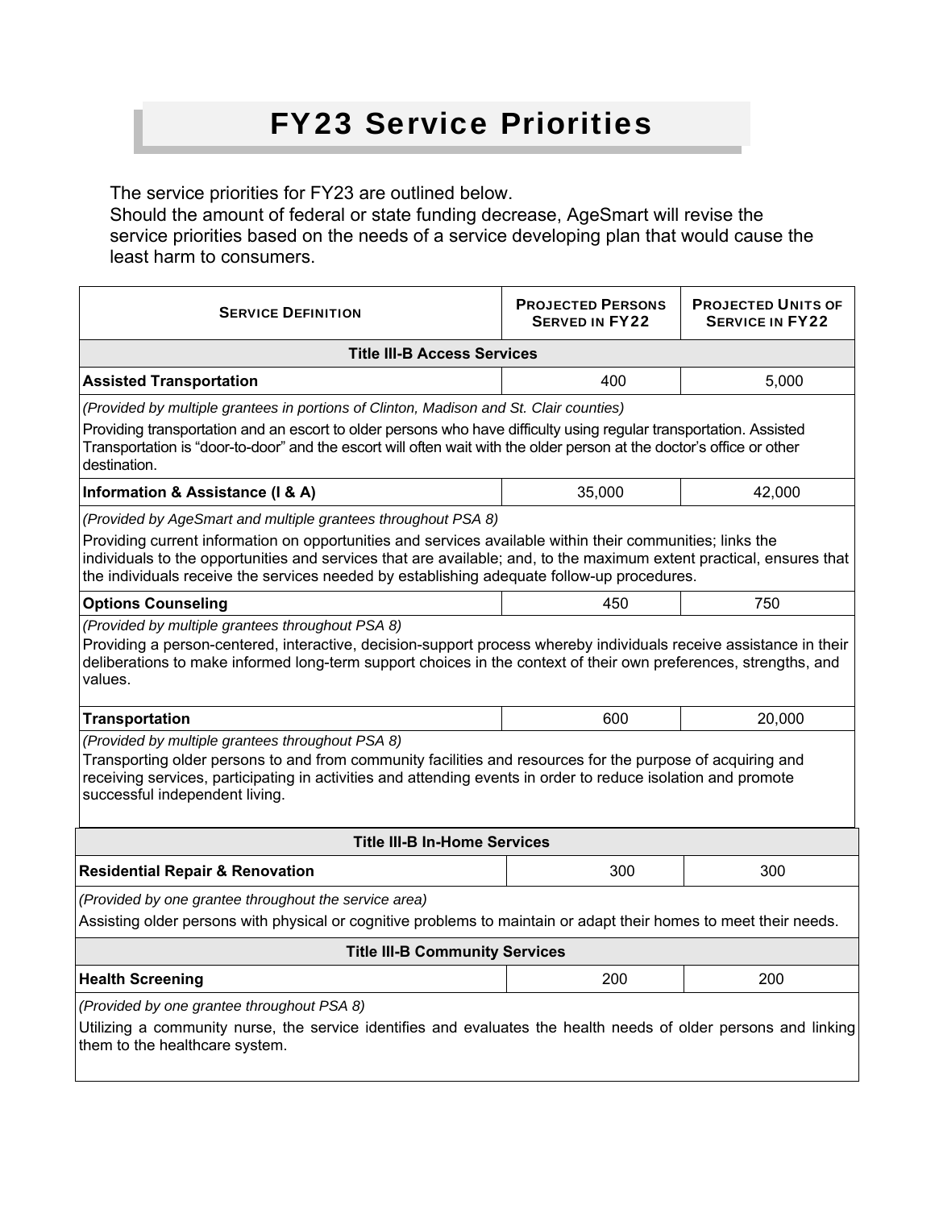# FY23 Service Priorities

The service priorities for FY23 are outlined below.
Should the amount of federal or state funding decrease, AgeSmart will revise the service priorities based on the needs of a service developing plan that would cause the least harm to consumers.

| SERVICE DEFINITION | PROJECTED PERSONS SERVED IN FY22 | PROJECTED UNITS OF SERVICE IN FY22 |
|---|---|---|
| **Title III-B Access Services** | | |
| **Assisted Transportation** | 400 | 5,000 |
| *(Provided by multiple grantees in portions of Clinton, Madison and St. Clair counties)* Providing transportation and an escort to older persons who have difficulty using regular transportation. Assisted Transportation is "door-to-door" and the escort will often wait with the older person at the doctor's office or other destination. | | |
| **Information & Assistance (I & A)** | 35,000 | 42,000 |
| *(Provided by AgeSmart and multiple grantees throughout PSA 8)* Providing current information on opportunities and services available within their communities; links the individuals to the opportunities and services that are available; and, to the maximum extent practical, ensures that the individuals receive the services needed by establishing adequate follow-up procedures. | | |
| **Options Counseling** | 450 | 750 |
| *(Provided by multiple grantees throughout PSA 8)* Providing a person-centered, interactive, decision-support process whereby individuals receive assistance in their deliberations to make informed long-term support choices in the context of their own preferences, strengths, and values. | | |
| **Transportation** | 600 | 20,000 |
| *(Provided by multiple grantees throughout PSA 8)* Transporting older persons to and from community facilities and resources for the purpose of acquiring and receiving services, participating in activities and attending events in order to reduce isolation and promote successful independent living. | | |
| **Title III-B In-Home Services** | | |
| **Residential Repair & Renovation** | 300 | 300 |
| *(Provided by one grantee throughout the service area)* Assisting older persons with physical or cognitive problems to maintain or adapt their homes to meet their needs. | | |
| **Title III-B Community Services** | | |
| **Health Screening** | 200 | 200 |
| *(Provided by one grantee throughout PSA 8)* Utilizing a community nurse, the service identifies and evaluates the health needs of older persons and linking them to the healthcare system. | | |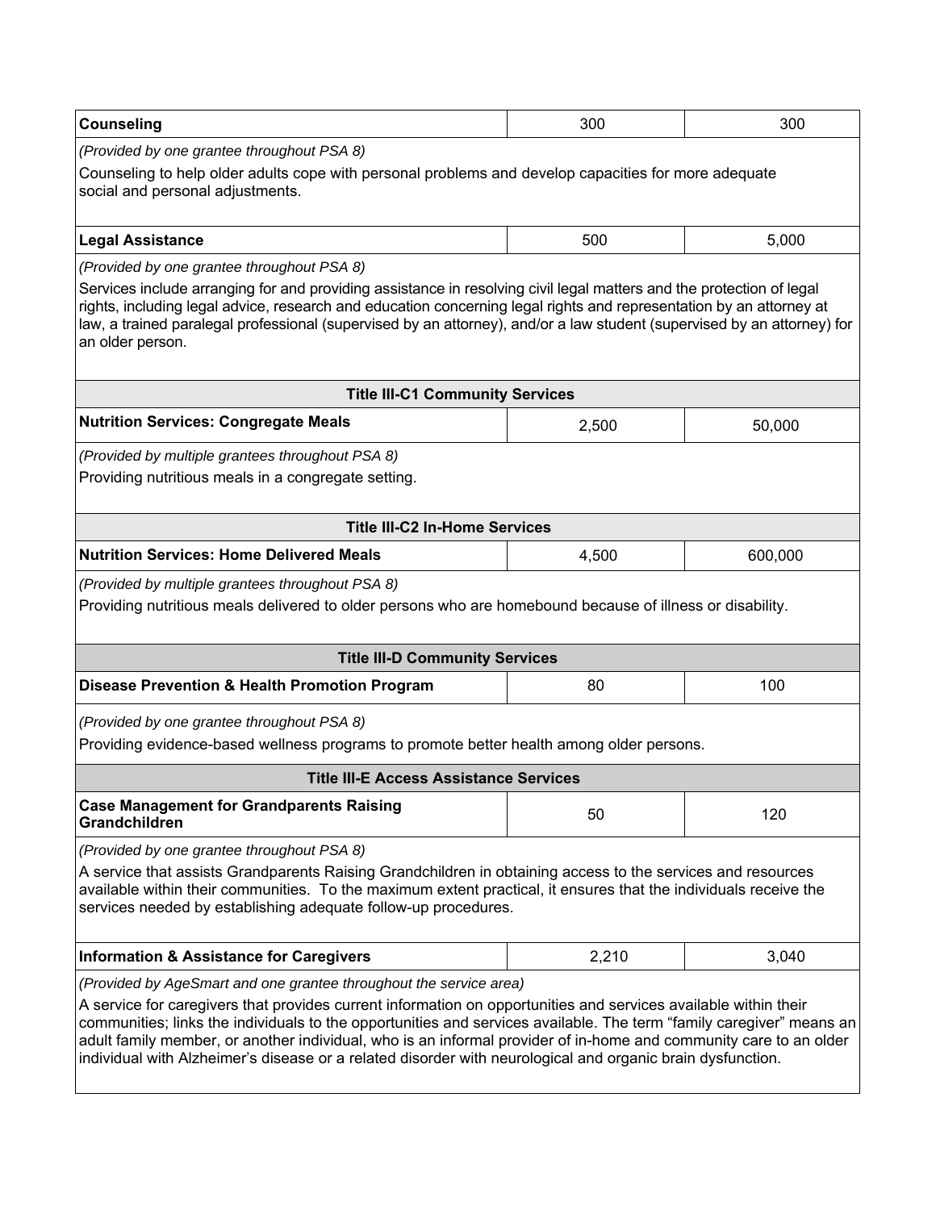| Service | | |
|---|---|---|
| **Counseling** | 300 | 300 |
| *(Provided by one grantee throughout PSA 8)* Counseling to help older adults cope with personal problems and develop capacities for more adequate social and personal adjustments. | | |
| **Legal Assistance** | 500 | 5,000 |
| *(Provided by one grantee throughout PSA 8)* Services include arranging for and providing assistance in resolving civil legal matters and the protection of legal rights, including legal advice, research and education concerning legal rights and representation by an attorney at law, a trained paralegal professional (supervised by an attorney), and/or a law student (supervised by an attorney) for an older person. | | |
| **Title III-C1 Community Services** | | |
| **Nutrition Services: Congregate Meals** | 2,500 | 50,000 |
| *(Provided by multiple grantees throughout PSA 8)* Providing nutritious meals in a congregate setting. | | |
| **Title III-C2 In-Home Services** | | |
| **Nutrition Services: Home Delivered Meals** | 4,500 | 600,000 |
| *(Provided by multiple grantees throughout PSA 8)* Providing nutritious meals delivered to older persons who are homebound because of illness or disability. | | |
| **Title III-D Community Services** | | |
| **Disease Prevention & Health Promotion Program** | 80 | 100 |
| *(Provided by one grantee throughout PSA 8)* Providing evidence-based wellness programs to promote better health among older persons. | | |
| **Title III-E Access Assistance Services** | | |
| **Case Management for Grandparents Raising Grandchildren** | 50 | 120 |
| *(Provided by one grantee throughout PSA 8)* A service that assists Grandparents Raising Grandchildren in obtaining access to the services and resources available within their communities. To the maximum extent practical, it ensures that the individuals receive the services needed by establishing adequate follow-up procedures. | | |
| **Information & Assistance for Caregivers** | 2,210 | 3,040 |
| *(Provided by AgeSmart and one grantee throughout the service area)* A service for caregivers that provides current information on opportunities and services available within their communities; links the individuals to the opportunities and services available. The term "family caregiver" means an adult family member, or another individual, who is an informal provider of in-home and community care to an older individual with Alzheimer's disease or a related disorder with neurological and organic brain dysfunction. | | |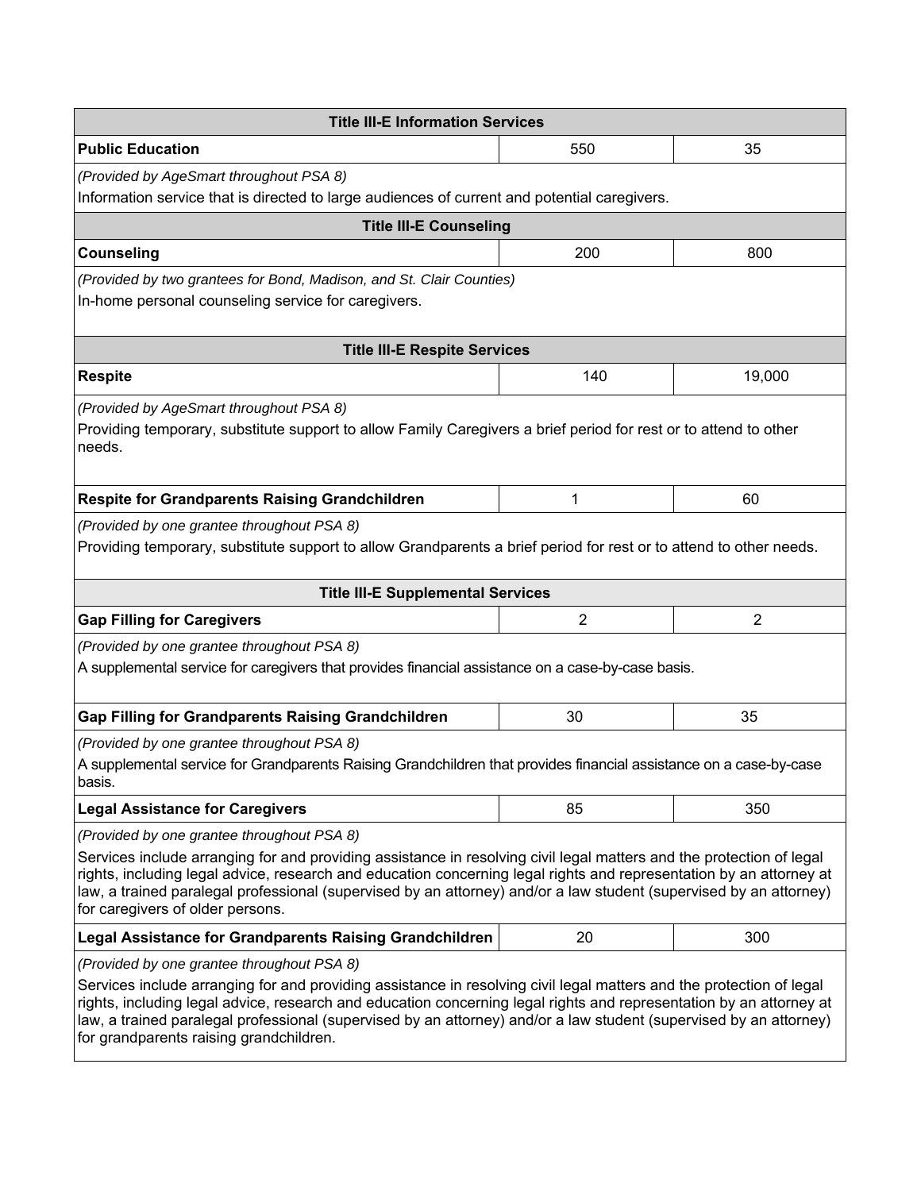| Title III-E Information Services | | |
|---|---|---|
| **Public Education** | 550 | 35 |
| *(Provided by AgeSmart throughout PSA 8)*<br>Information service that is directed to large audiences of current and potential caregivers. | | |
| **Title III-E Counseling** | | |
| **Counseling** | 200 | 800 |
| *(Provided by two grantees for Bond, Madison, and St. Clair Counties)*<br>In-home personal counseling service for caregivers. | | |
| **Title III-E Respite Services** | | |
| **Respite** | 140 | 19,000 |
| *(Provided by AgeSmart throughout PSA 8)*<br>Providing temporary, substitute support to allow Family Caregivers a brief period for rest or to attend to other needs. | | |
| **Respite for Grandparents Raising Grandchildren** | 1 | 60 |
| *(Provided by one grantee throughout PSA 8)*<br>Providing temporary, substitute support to allow Grandparents a brief period for rest or to attend to other needs. | | |
| **Title III-E Supplemental Services** | | |
| **Gap Filling for Caregivers** | 2 | 2 |
| *(Provided by one grantee throughout PSA 8)*<br>A supplemental service for caregivers that provides financial assistance on a case-by-case basis. | | |
| **Gap Filling for Grandparents Raising Grandchildren** | 30 | 35 |
| *(Provided by one grantee throughout PSA 8)*<br>A supplemental service for Grandparents Raising Grandchildren that provides financial assistance on a case-by-case basis. | | |
| **Legal Assistance for Caregivers** | 85 | 350 |
| *(Provided by one grantee throughout PSA 8)*<br>Services include arranging for and providing assistance in resolving civil legal matters and the protection of legal rights, including legal advice, research and education concerning legal rights and representation by an attorney at law, a trained paralegal professional (supervised by an attorney) and/or a law student (supervised by an attorney) for caregivers of older persons. | | |
| **Legal Assistance for Grandparents Raising Grandchildren** | 20 | 300 |
| *(Provided by one grantee throughout PSA 8)*<br>Services include arranging for and providing assistance in resolving civil legal matters and the protection of legal rights, including legal advice, research and education concerning legal rights and representation by an attorney at law, a trained paralegal professional (supervised by an attorney) and/or a law student (supervised by an attorney) for grandparents raising grandchildren. | | |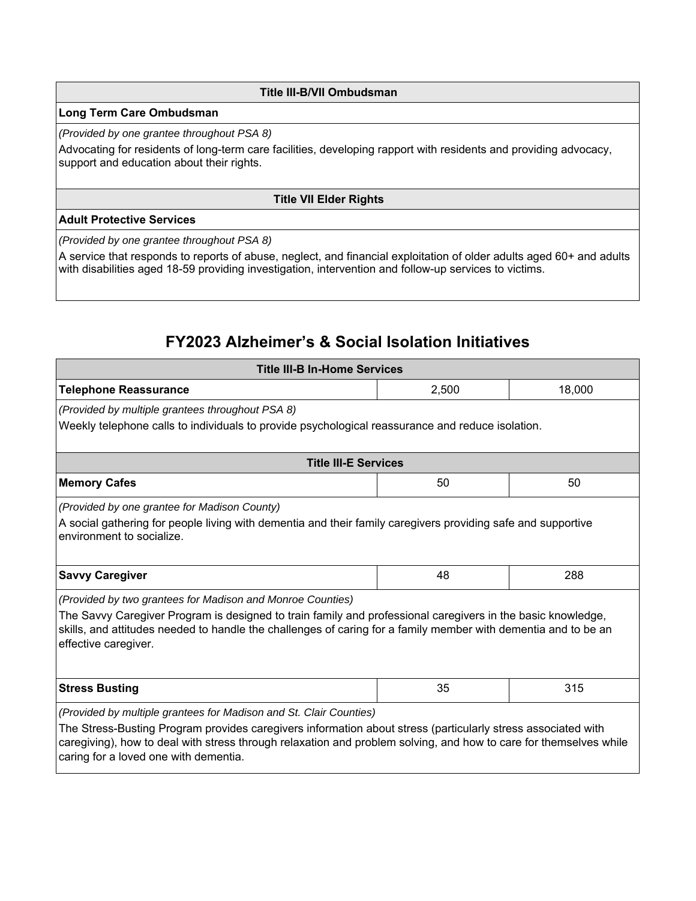| Title III-B/VII Ombudsman |
|---|
| **Long Term Care Ombudsman** |
| *(Provided by one grantee throughout PSA 8)*<br>Advocating for residents of long-term care facilities, developing rapport with residents and providing advocacy, support and education about their rights. |

| Title VII Elder Rights |
|---|
| **Adult Protective Services** |
| *(Provided by one grantee throughout PSA 8)*<br>A service that responds to reports of abuse, neglect, and financial exploitation of older adults aged 60+ and adults with disabilities aged 18-59 providing investigation, intervention and follow-up services to victims. |

## FY2023 Alzheimer's & Social Isolation Initiatives

| Title III-B In-Home Services | | |
|---|---|---|
| **Telephone Reassurance** | 2,500 | 18,000 |
| *(Provided by multiple grantees throughout PSA 8)*<br>Weekly telephone calls to individuals to provide psychological reassurance and reduce isolation. | | |
| **Title III-E Services** | | |
| **Memory Cafes** | 50 | 50 |
| *(Provided by one grantee for Madison County)*<br>A social gathering for people living with dementia and their family caregivers providing safe and supportive environment to socialize. | | |
| **Savvy Caregiver** | 48 | 288 |
| *(Provided by two grantees for Madison and Monroe Counties)*<br>The Savvy Caregiver Program is designed to train family and professional caregivers in the basic knowledge, skills, and attitudes needed to handle the challenges of caring for a family member with dementia and to be an effective caregiver. | | |
| **Stress Busting** | 35 | 315 |
| *(Provided by multiple grantees for Madison and St. Clair Counties)*<br>The Stress-Busting Program provides caregivers information about stress (particularly stress associated with caregiving), how to deal with stress through relaxation and problem solving, and how to care for themselves while caring for a loved one with dementia. | | |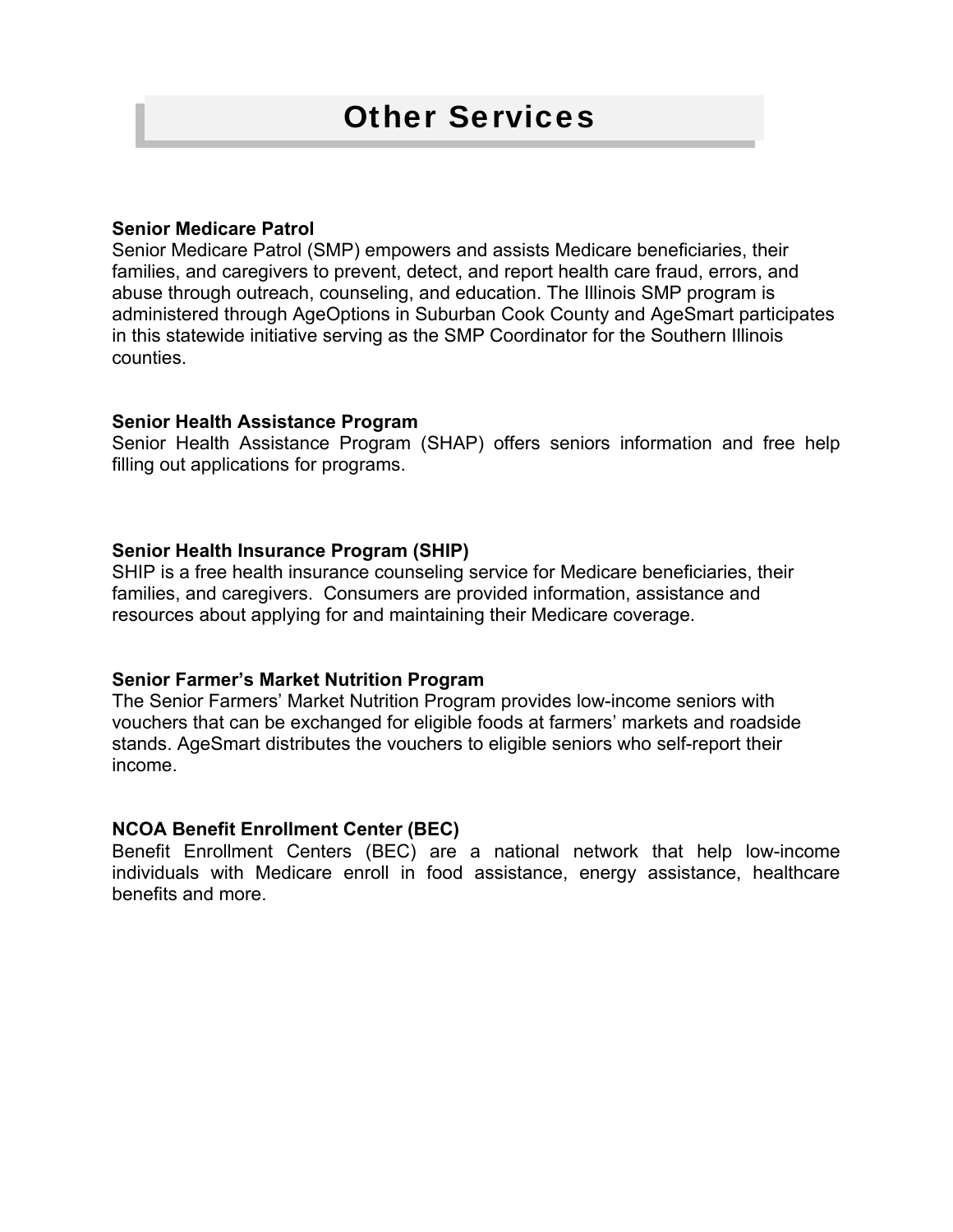# Other Services

**Senior Medicare Patrol**
Senior Medicare Patrol (SMP) empowers and assists Medicare beneficiaries, their families, and caregivers to prevent, detect, and report health care fraud, errors, and abuse through outreach, counseling, and education. The Illinois SMP program is administered through AgeOptions in Suburban Cook County and AgeSmart participates in this statewide initiative serving as the SMP Coordinator for the Southern Illinois counties.

**Senior Health Assistance Program**
Senior Health Assistance Program (SHAP) offers seniors information and free help filling out applications for programs.

**Senior Health Insurance Program (SHIP)**
SHIP is a free health insurance counseling service for Medicare beneficiaries, their families, and caregivers. Consumers are provided information, assistance and resources about applying for and maintaining their Medicare coverage.

**Senior Farmer's Market Nutrition Program**
The Senior Farmers' Market Nutrition Program provides low-income seniors with vouchers that can be exchanged for eligible foods at farmers' markets and roadside stands. AgeSmart distributes the vouchers to eligible seniors who self-report their income.

**NCOA Benefit Enrollment Center (BEC)**
Benefit Enrollment Centers (BEC) are a national network that help low-income individuals with Medicare enroll in food assistance, energy assistance, healthcare benefits and more.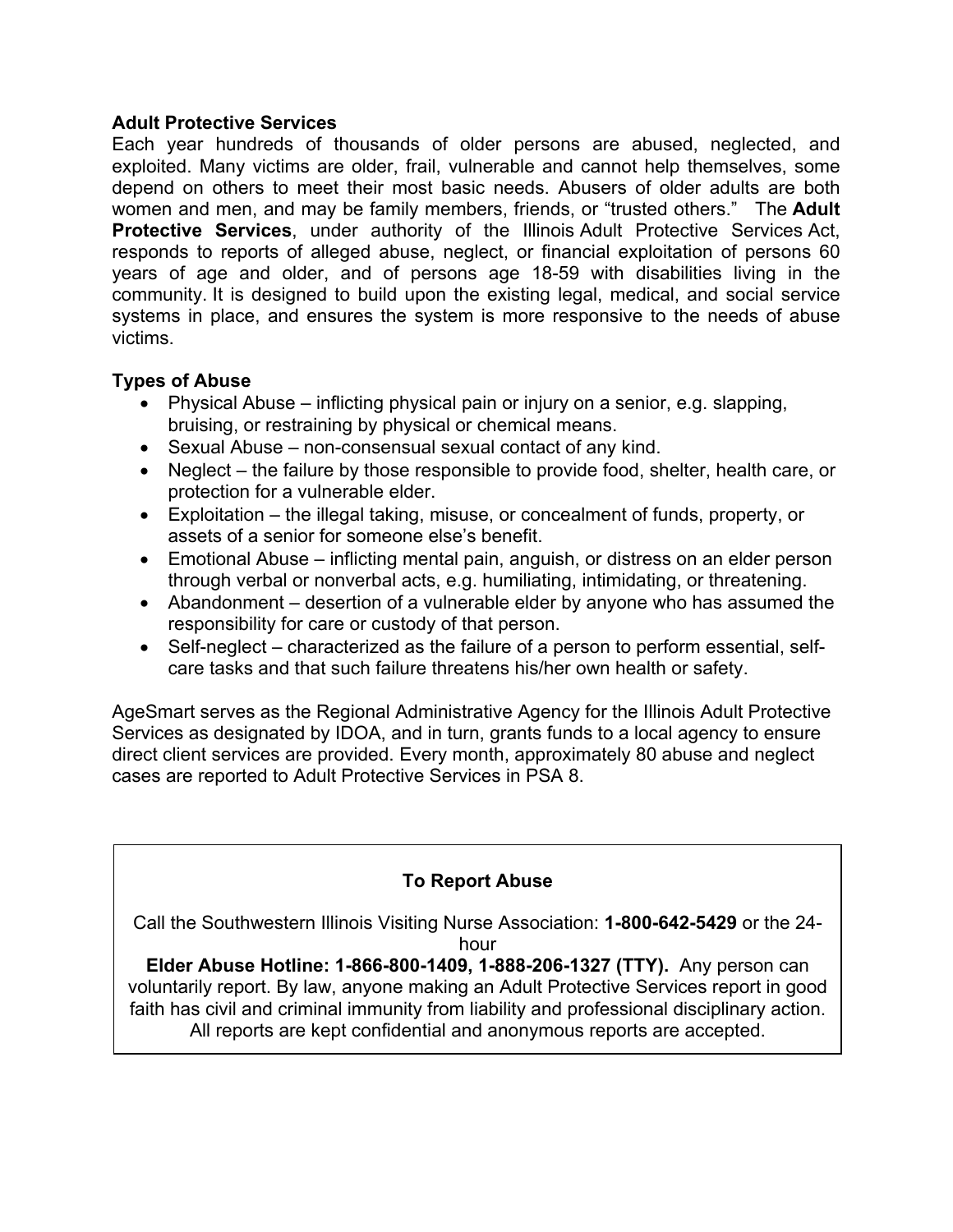## Adult Protective Services

Each year hundreds of thousands of older persons are abused, neglected, and exploited. Many victims are older, frail, vulnerable and cannot help themselves, some depend on others to meet their most basic needs. Abusers of older adults are both women and men, and may be family members, friends, or "trusted others." The **Adult Protective Services**, under authority of the Illinois Adult Protective Services Act, responds to reports of alleged abuse, neglect, or financial exploitation of persons 60 years of age and older, and of persons age 18-59 with disabilities living in the community. It is designed to build upon the existing legal, medical, and social service systems in place, and ensures the system is more responsive to the needs of abuse victims.

## Types of Abuse

- Physical Abuse – inflicting physical pain or injury on a senior, e.g. slapping, bruising, or restraining by physical or chemical means.
- Sexual Abuse – non-consensual sexual contact of any kind.
- Neglect – the failure by those responsible to provide food, shelter, health care, or protection for a vulnerable elder.
- Exploitation – the illegal taking, misuse, or concealment of funds, property, or assets of a senior for someone else's benefit.
- Emotional Abuse – inflicting mental pain, anguish, or distress on an elder person through verbal or nonverbal acts, e.g. humiliating, intimidating, or threatening.
- Abandonment – desertion of a vulnerable elder by anyone who has assumed the responsibility for care or custody of that person.
- Self-neglect – characterized as the failure of a person to perform essential, self-care tasks and that such failure threatens his/her own health or safety.

AgeSmart serves as the Regional Administrative Agency for the Illinois Adult Protective Services as designated by IDOA, and in turn, grants funds to a local agency to ensure direct client services are provided. Every month, approximately 80 abuse and neglect cases are reported to Adult Protective Services in PSA 8.

**To Report Abuse**

Call the Southwestern Illinois Visiting Nurse Association: **1-800-642-5429** or the 24-hour **Elder Abuse Hotline: 1-866-800-1409, 1-888-206-1327 (TTY).** Any person can voluntarily report. By law, anyone making an Adult Protective Services report in good faith has civil and criminal immunity from liability and professional disciplinary action. All reports are kept confidential and anonymous reports are accepted.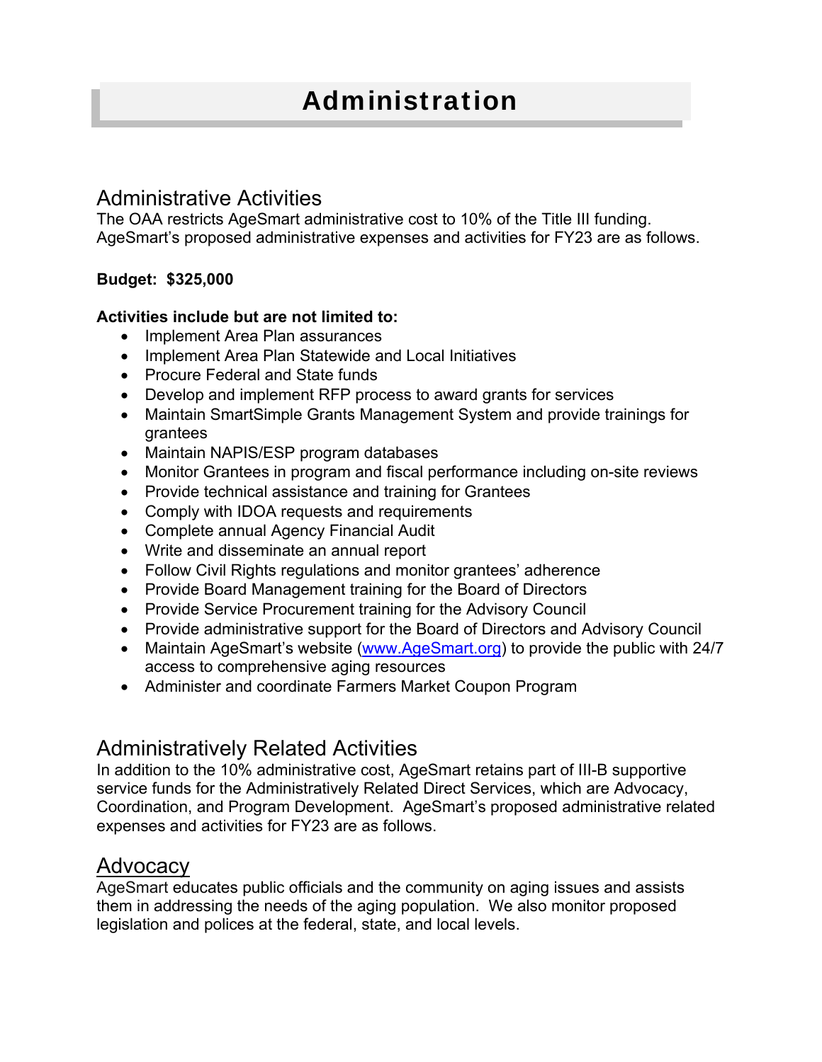# Administration

## Administrative Activities

The OAA restricts AgeSmart administrative cost to 10% of the Title III funding. AgeSmart's proposed administrative expenses and activities for FY23 are as follows.

**Budget: $325,000**

**Activities include but are not limited to:**

- Implement Area Plan assurances
- Implement Area Plan Statewide and Local Initiatives
- Procure Federal and State funds
- Develop and implement RFP process to award grants for services
- Maintain SmartSimple Grants Management System and provide trainings for grantees
- Maintain NAPIS/ESP program databases
- Monitor Grantees in program and fiscal performance including on-site reviews
- Provide technical assistance and training for Grantees
- Comply with IDOA requests and requirements
- Complete annual Agency Financial Audit
- Write and disseminate an annual report
- Follow Civil Rights regulations and monitor grantees' adherence
- Provide Board Management training for the Board of Directors
- Provide Service Procurement training for the Advisory Council
- Provide administrative support for the Board of Directors and Advisory Council
- Maintain AgeSmart's website ([www.AgeSmart.org](http://www.AgeSmart.org)) to provide the public with 24/7 access to comprehensive aging resources
- Administer and coordinate Farmers Market Coupon Program

## Administratively Related Activities

In addition to the 10% administrative cost, AgeSmart retains part of III-B supportive service funds for the Administratively Related Direct Services, which are Advocacy, Coordination, and Program Development. AgeSmart's proposed administrative related expenses and activities for FY23 are as follows.

### Advocacy

AgeSmart educates public officials and the community on aging issues and assists them in addressing the needs of the aging population. We also monitor proposed legislation and polices at the federal, state, and local levels.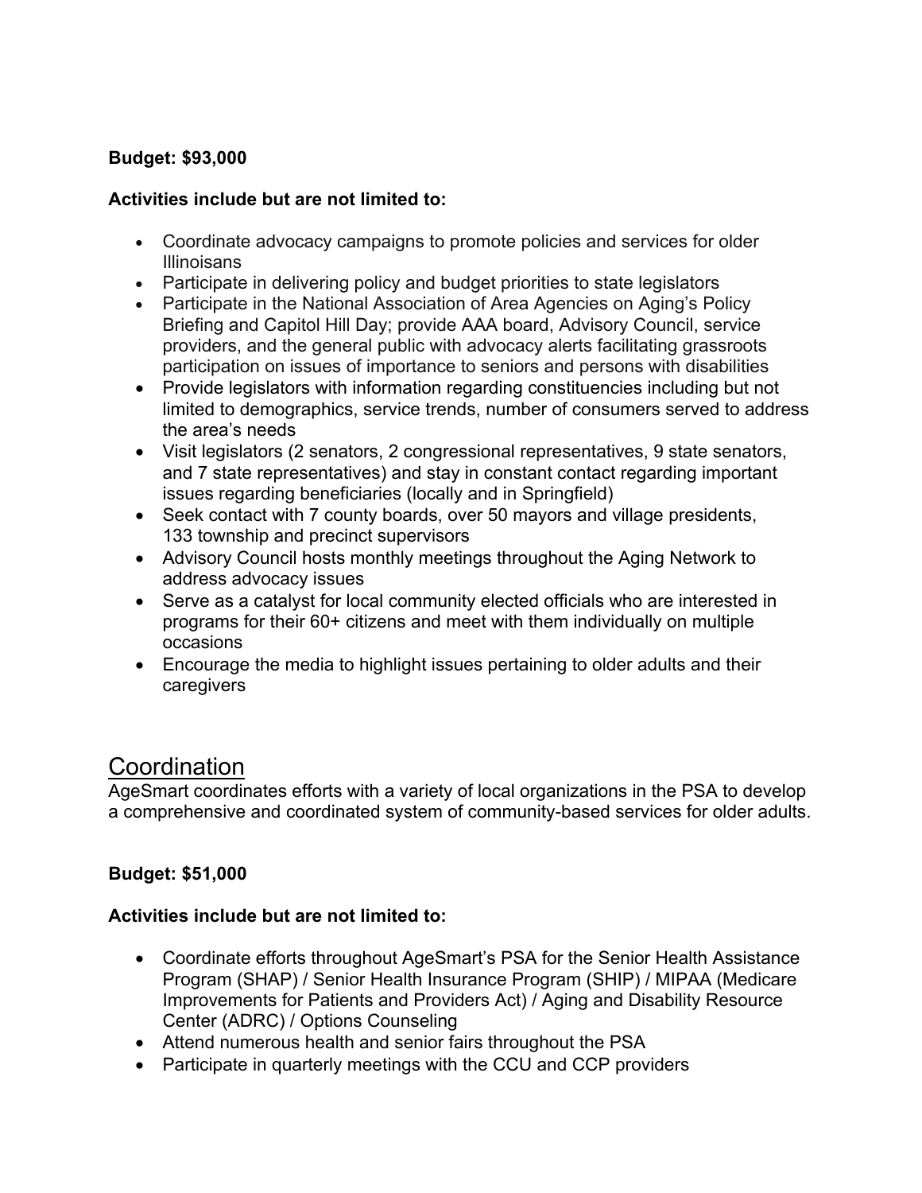**Budget: $93,000**

**Activities include but are not limited to:**

- Coordinate advocacy campaigns to promote policies and services for older Illinoisans
- Participate in delivering policy and budget priorities to state legislators
- Participate in the National Association of Area Agencies on Aging's Policy Briefing and Capitol Hill Day; provide AAA board, Advisory Council, service providers, and the general public with advocacy alerts facilitating grassroots participation on issues of importance to seniors and persons with disabilities
- Provide legislators with information regarding constituencies including but not limited to demographics, service trends, number of consumers served to address the area's needs
- Visit legislators (2 senators, 2 congressional representatives, 9 state senators, and 7 state representatives) and stay in constant contact regarding important issues regarding beneficiaries (locally and in Springfield)
- Seek contact with 7 county boards, over 50 mayors and village presidents, 133 township and precinct supervisors
- Advisory Council hosts monthly meetings throughout the Aging Network to address advocacy issues
- Serve as a catalyst for local community elected officials who are interested in programs for their 60+ citizens and meet with them individually on multiple occasions
- Encourage the media to highlight issues pertaining to older adults and their caregivers

## Coordination

AgeSmart coordinates efforts with a variety of local organizations in the PSA to develop a comprehensive and coordinated system of community-based services for older adults.

**Budget: $51,000**

**Activities include but are not limited to:**

- Coordinate efforts throughout AgeSmart's PSA for the Senior Health Assistance Program (SHAP) / Senior Health Insurance Program (SHIP) / MIPAA (Medicare Improvements for Patients and Providers Act) / Aging and Disability Resource Center (ADRC) / Options Counseling
- Attend numerous health and senior fairs throughout the PSA
- Participate in quarterly meetings with the CCU and CCP providers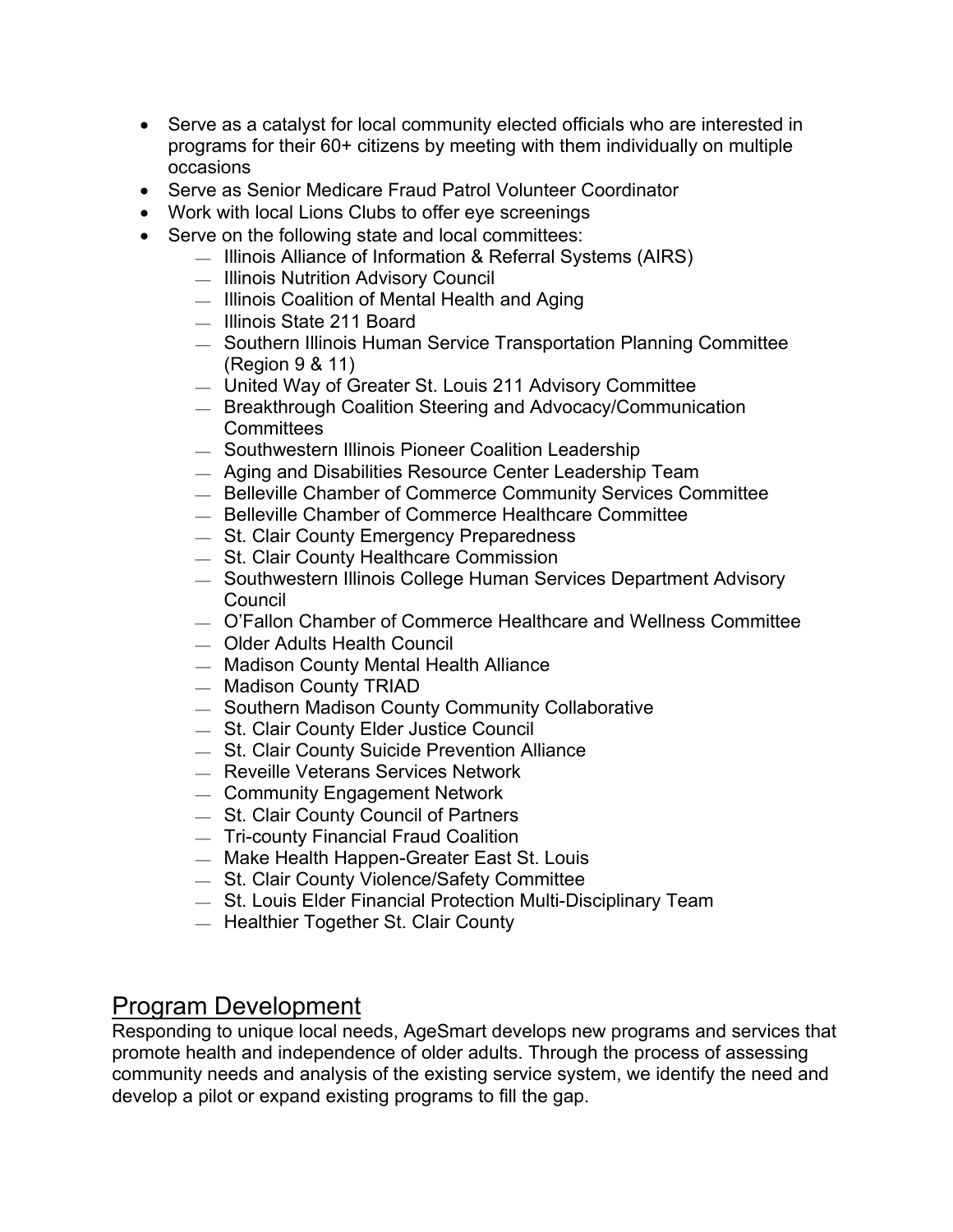- Serve as a catalyst for local community elected officials who are interested in programs for their 60+ citizens by meeting with them individually on multiple occasions
- Serve as Senior Medicare Fraud Patrol Volunteer Coordinator
- Work with local Lions Clubs to offer eye screenings
- Serve on the following state and local committees:
    - Illinois Alliance of Information & Referral Systems (AIRS)
    - Illinois Nutrition Advisory Council
    - Illinois Coalition of Mental Health and Aging
    - Illinois State 211 Board
    - Southern Illinois Human Service Transportation Planning Committee (Region 9 & 11)
    - United Way of Greater St. Louis 211 Advisory Committee
    - Breakthrough Coalition Steering and Advocacy/Communication Committees
    - Southwestern Illinois Pioneer Coalition Leadership
    - Aging and Disabilities Resource Center Leadership Team
    - Belleville Chamber of Commerce Community Services Committee
    - Belleville Chamber of Commerce Healthcare Committee
    - St. Clair County Emergency Preparedness
    - St. Clair County Healthcare Commission
    - Southwestern Illinois College Human Services Department Advisory Council
    - O'Fallon Chamber of Commerce Healthcare and Wellness Committee
    - Older Adults Health Council
    - Madison County Mental Health Alliance
    - Madison County TRIAD
    - Southern Madison County Community Collaborative
    - St. Clair County Elder Justice Council
    - St. Clair County Suicide Prevention Alliance
    - Reveille Veterans Services Network
    - Community Engagement Network
    - St. Clair County Council of Partners
    - Tri-county Financial Fraud Coalition
    - Make Health Happen-Greater East St. Louis
    - St. Clair County Violence/Safety Committee
    - St. Louis Elder Financial Protection Multi-Disciplinary Team
    - Healthier Together St. Clair County

## Program Development

Responding to unique local needs, AgeSmart develops new programs and services that promote health and independence of older adults. Through the process of assessing community needs and analysis of the existing service system, we identify the need and develop a pilot or expand existing programs to fill the gap.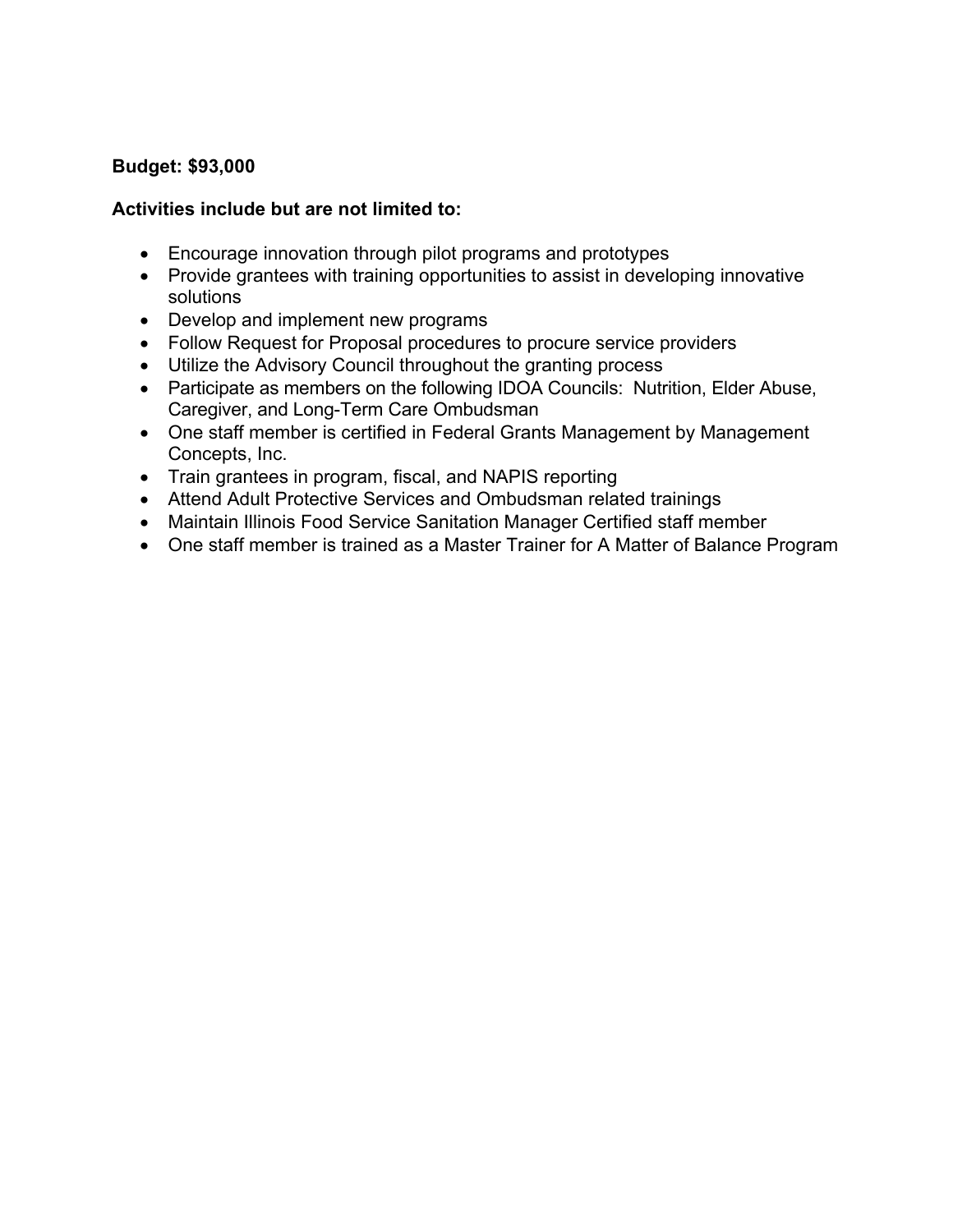**Budget: $93,000**

**Activities include but are not limited to:**

- Encourage innovation through pilot programs and prototypes
- Provide grantees with training opportunities to assist in developing innovative solutions
- Develop and implement new programs
- Follow Request for Proposal procedures to procure service providers
- Utilize the Advisory Council throughout the granting process
- Participate as members on the following IDOA Councils: Nutrition, Elder Abuse, Caregiver, and Long-Term Care Ombudsman
- One staff member is certified in Federal Grants Management by Management Concepts, Inc.
- Train grantees in program, fiscal, and NAPIS reporting
- Attend Adult Protective Services and Ombudsman related trainings
- Maintain Illinois Food Service Sanitation Manager Certified staff member
- One staff member is trained as a Master Trainer for A Matter of Balance Program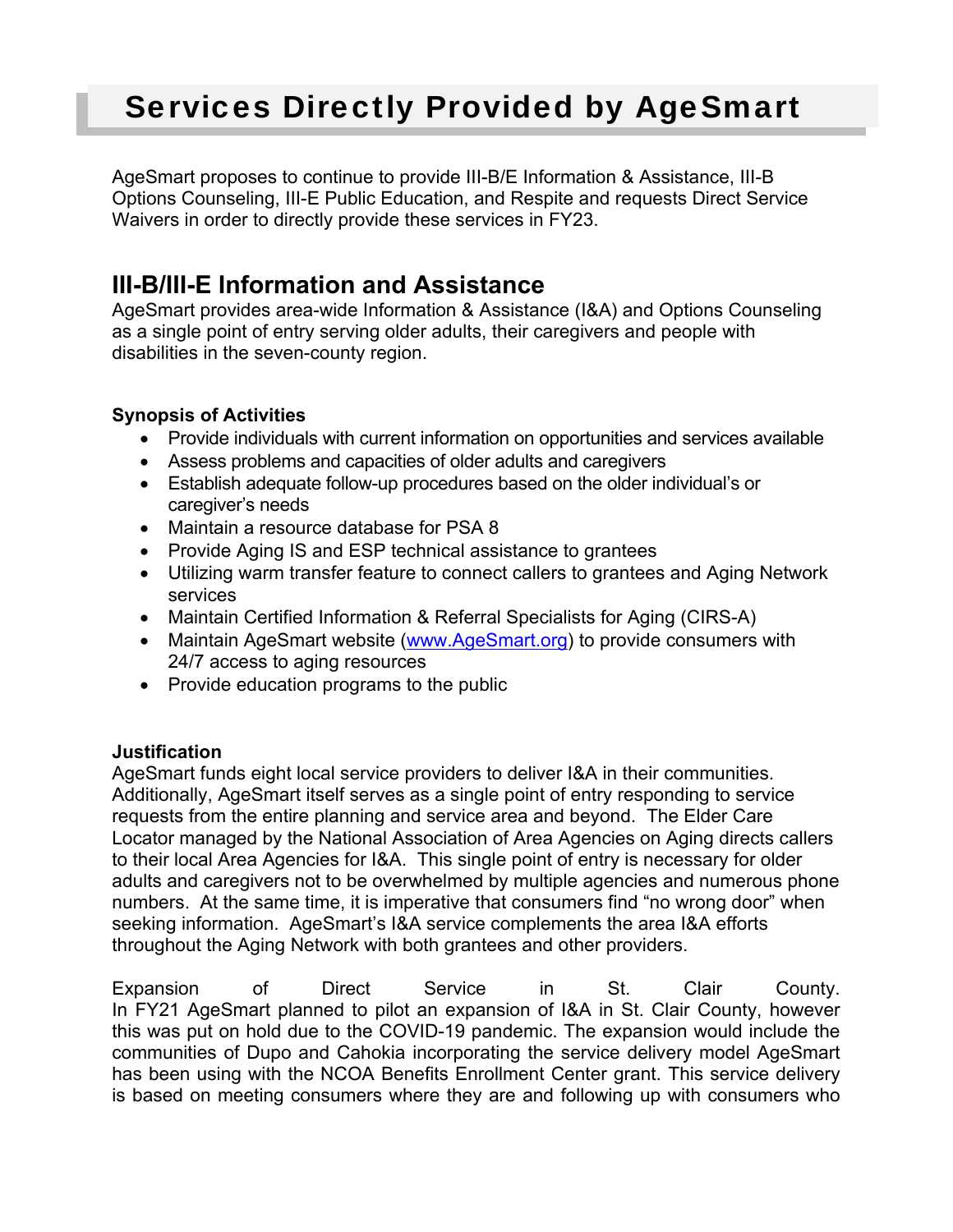# Services Directly Provided by AgeSmart

AgeSmart proposes to continue to provide III-B/E Information & Assistance, III-B Options Counseling, III-E Public Education, and Respite and requests Direct Service Waivers in order to directly provide these services in FY23.

## III-B/III-E Information and Assistance

AgeSmart provides area-wide Information & Assistance (I&A) and Options Counseling as a single point of entry serving older adults, their caregivers and people with disabilities in the seven-county region.

**Synopsis of Activities**

- Provide individuals with current information on opportunities and services available
- Assess problems and capacities of older adults and caregivers
- Establish adequate follow-up procedures based on the older individual's or caregiver's needs
- Maintain a resource database for PSA 8
- Provide Aging IS and ESP technical assistance to grantees
- Utilizing warm transfer feature to connect callers to grantees and Aging Network services
- Maintain Certified Information & Referral Specialists for Aging (CIRS-A)
- Maintain AgeSmart website (www.AgeSmart.org) to provide consumers with 24/7 access to aging resources
- Provide education programs to the public

**Justification**

AgeSmart funds eight local service providers to deliver I&A in their communities. Additionally, AgeSmart itself serves as a single point of entry responding to service requests from the entire planning and service area and beyond. The Elder Care Locator managed by the National Association of Area Agencies on Aging directs callers to their local Area Agencies for I&A. This single point of entry is necessary for older adults and caregivers not to be overwhelmed by multiple agencies and numerous phone numbers. At the same time, it is imperative that consumers find "no wrong door" when seeking information. AgeSmart's I&A service complements the area I&A efforts throughout the Aging Network with both grantees and other providers.

Expansion of Direct Service in St. Clair County.
In FY21 AgeSmart planned to pilot an expansion of I&A in St. Clair County, however this was put on hold due to the COVID-19 pandemic. The expansion would include the communities of Dupo and Cahokia incorporating the service delivery model AgeSmart has been using with the NCOA Benefits Enrollment Center grant. This service delivery is based on meeting consumers where they are and following up with consumers who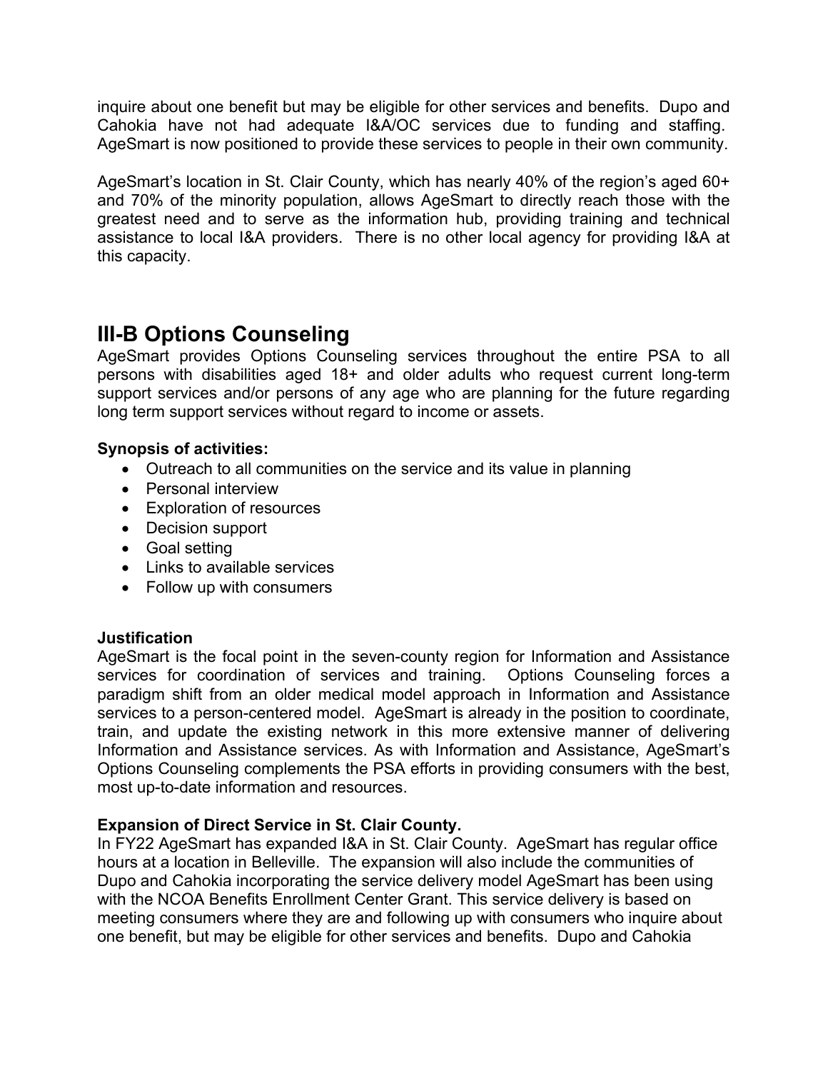inquire about one benefit but may be eligible for other services and benefits. Dupo and Cahokia have not had adequate I&A/OC services due to funding and staffing. AgeSmart is now positioned to provide these services to people in their own community.

AgeSmart's location in St. Clair County, which has nearly 40% of the region's aged 60+ and 70% of the minority population, allows AgeSmart to directly reach those with the greatest need and to serve as the information hub, providing training and technical assistance to local I&A providers. There is no other local agency for providing I&A at this capacity.

## III-B Options Counseling

AgeSmart provides Options Counseling services throughout the entire PSA to all persons with disabilities aged 18+ and older adults who request current long-term support services and/or persons of any age who are planning for the future regarding long term support services without regard to income or assets.

**Synopsis of activities:**

- Outreach to all communities on the service and its value in planning
- Personal interview
- Exploration of resources
- Decision support
- Goal setting
- Links to available services
- Follow up with consumers

**Justification**

AgeSmart is the focal point in the seven-county region for Information and Assistance services for coordination of services and training. Options Counseling forces a paradigm shift from an older medical model approach in Information and Assistance services to a person-centered model. AgeSmart is already in the position to coordinate, train, and update the existing network in this more extensive manner of delivering Information and Assistance services. As with Information and Assistance, AgeSmart's Options Counseling complements the PSA efforts in providing consumers with the best, most up-to-date information and resources.

**Expansion of Direct Service in St. Clair County.**

In FY22 AgeSmart has expanded I&A in St. Clair County. AgeSmart has regular office hours at a location in Belleville. The expansion will also include the communities of Dupo and Cahokia incorporating the service delivery model AgeSmart has been using with the NCOA Benefits Enrollment Center Grant. This service delivery is based on meeting consumers where they are and following up with consumers who inquire about one benefit, but may be eligible for other services and benefits. Dupo and Cahokia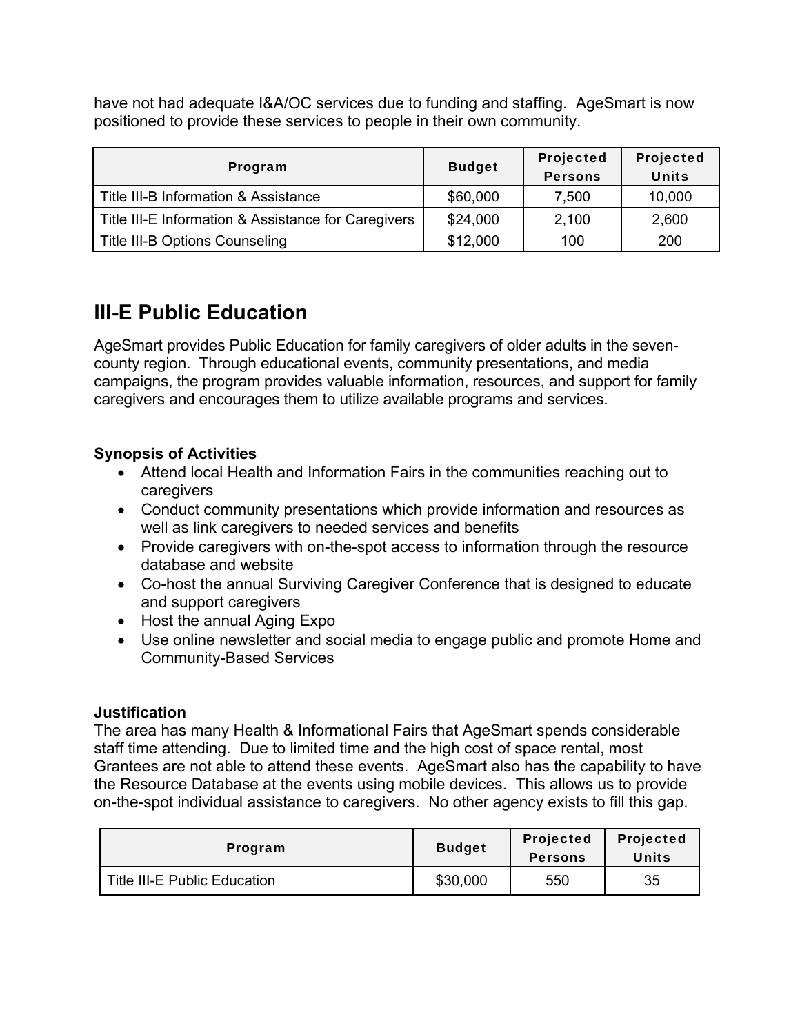have not had adequate I&A/OC services due to funding and staffing. AgeSmart is now positioned to provide these services to people in their own community.

| Program | Budget | Projected Persons | Projected Units |
|---|---|---|---|
| Title III-B Information & Assistance | $60,000 | 7,500 | 10,000 |
| Title III-E Information & Assistance for Caregivers | $24,000 | 2,100 | 2,600 |
| Title III-B Options Counseling | $12,000 | 100 | 200 |

## III-E Public Education

AgeSmart provides Public Education for family caregivers of older adults in the seven-county region. Through educational events, community presentations, and media campaigns, the program provides valuable information, resources, and support for family caregivers and encourages them to utilize available programs and services.

**Synopsis of Activities**

- Attend local Health and Information Fairs in the communities reaching out to caregivers
- Conduct community presentations which provide information and resources as well as link caregivers to needed services and benefits
- Provide caregivers with on-the-spot access to information through the resource database and website
- Co-host the annual Surviving Caregiver Conference that is designed to educate and support caregivers
- Host the annual Aging Expo
- Use online newsletter and social media to engage public and promote Home and Community-Based Services

**Justification**

The area has many Health & Informational Fairs that AgeSmart spends considerable staff time attending. Due to limited time and the high cost of space rental, most Grantees are not able to attend these events. AgeSmart also has the capability to have the Resource Database at the events using mobile devices. This allows us to provide on-the-spot individual assistance to caregivers. No other agency exists to fill this gap.

| Program | Budget | Projected Persons | Projected Units |
|---|---|---|---|
| Title III-E Public Education | $30,000 | 550 | 35 |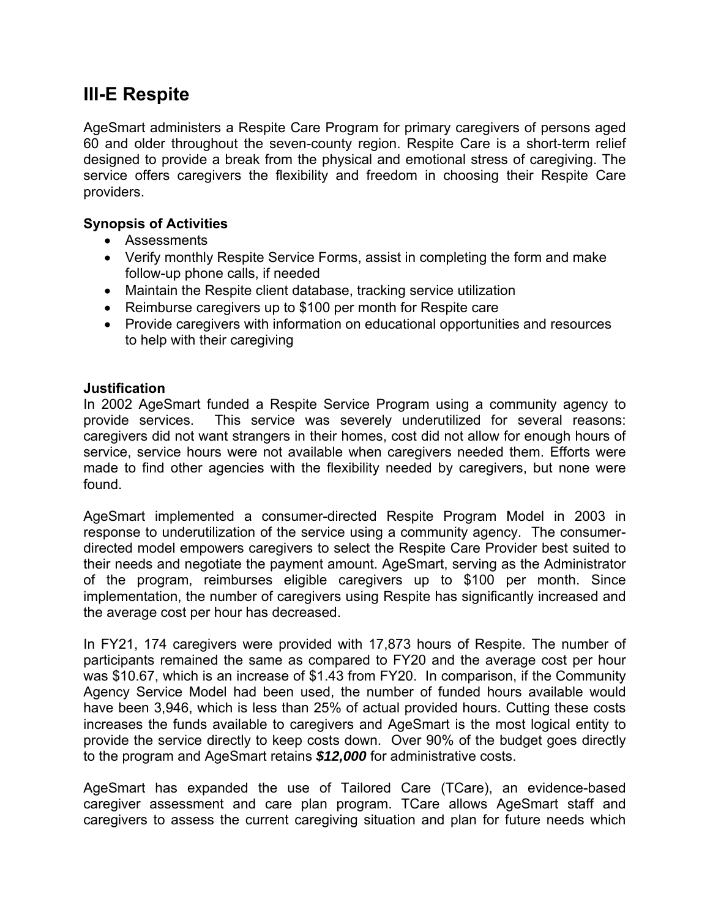# III-E Respite

AgeSmart administers a Respite Care Program for primary caregivers of persons aged 60 and older throughout the seven-county region. Respite Care is a short-term relief designed to provide a break from the physical and emotional stress of caregiving. The service offers caregivers the flexibility and freedom in choosing their Respite Care providers.

**Synopsis of Activities**

- Assessments
- Verify monthly Respite Service Forms, assist in completing the form and make follow-up phone calls, if needed
- Maintain the Respite client database, tracking service utilization
- Reimburse caregivers up to $100 per month for Respite care
- Provide caregivers with information on educational opportunities and resources to help with their caregiving

**Justification**

In 2002 AgeSmart funded a Respite Service Program using a community agency to provide services. This service was severely underutilized for several reasons: caregivers did not want strangers in their homes, cost did not allow for enough hours of service, service hours were not available when caregivers needed them. Efforts were made to find other agencies with the flexibility needed by caregivers, but none were found.

AgeSmart implemented a consumer-directed Respite Program Model in 2003 in response to underutilization of the service using a community agency. The consumer-directed model empowers caregivers to select the Respite Care Provider best suited to their needs and negotiate the payment amount. AgeSmart, serving as the Administrator of the program, reimburses eligible caregivers up to $100 per month. Since implementation, the number of caregivers using Respite has significantly increased and the average cost per hour has decreased.

In FY21, 174 caregivers were provided with 17,873 hours of Respite. The number of participants remained the same as compared to FY20 and the average cost per hour was $10.67, which is an increase of $1.43 from FY20. In comparison, if the Community Agency Service Model had been used, the number of funded hours available would have been 3,946, which is less than 25% of actual provided hours. Cutting these costs increases the funds available to caregivers and AgeSmart is the most logical entity to provide the service directly to keep costs down. Over 90% of the budget goes directly to the program and AgeSmart retains ***$12,000*** for administrative costs.

AgeSmart has expanded the use of Tailored Care (TCare), an evidence-based caregiver assessment and care plan program. TCare allows AgeSmart staff and caregivers to assess the current caregiving situation and plan for future needs which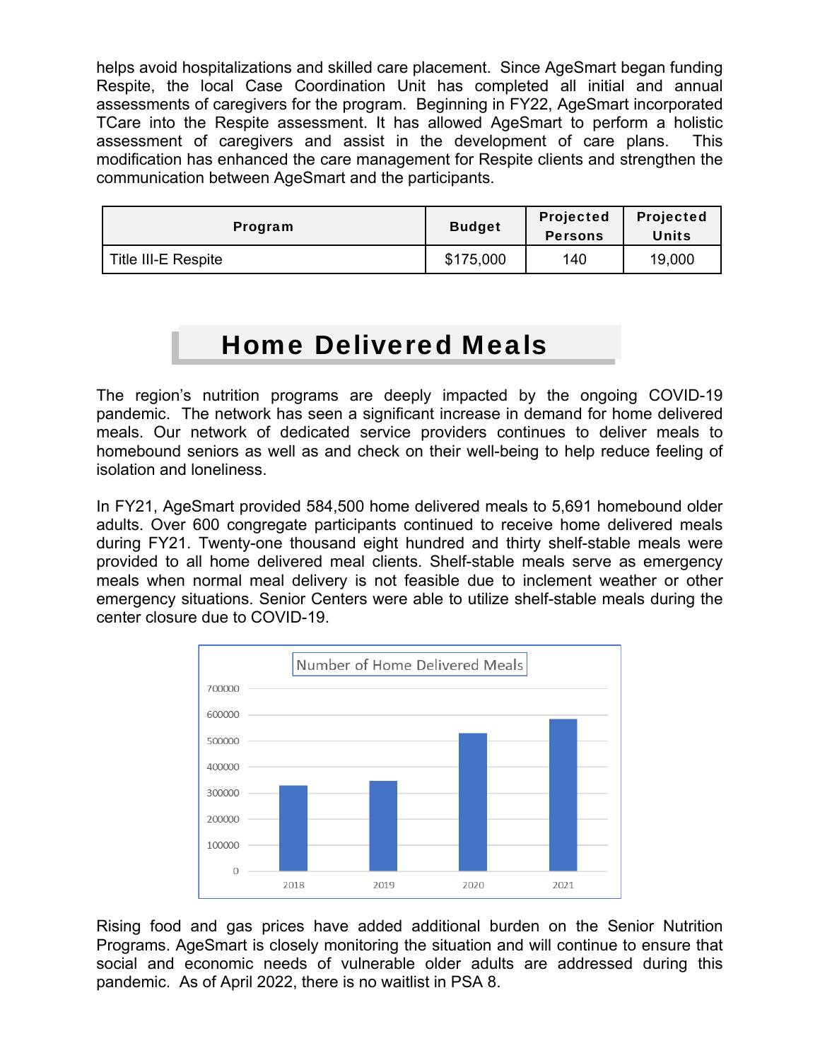helps avoid hospitalizations and skilled care placement. Since AgeSmart began funding Respite, the local Case Coordination Unit has completed all initial and annual assessments of caregivers for the program. Beginning in FY22, AgeSmart incorporated TCare into the Respite assessment. It has allowed AgeSmart to perform a holistic assessment of caregivers and assist in the development of care plans. This modification has enhanced the care management for Respite clients and strengthen the communication between AgeSmart and the participants.

| Program | Budget | Projected Persons | Projected Units |
|---|---|---|---|
| Title III-E Respite | $175,000 | 140 | 19,000 |

## Home Delivered Meals

The region's nutrition programs are deeply impacted by the ongoing COVID-19 pandemic. The network has seen a significant increase in demand for home delivered meals. Our network of dedicated service providers continues to deliver meals to homebound seniors as well as and check on their well-being to help reduce feeling of isolation and loneliness.

In FY21, AgeSmart provided 584,500 home delivered meals to 5,691 homebound older adults. Over 600 congregate participants continued to receive home delivered meals during FY21. Twenty-one thousand eight hundred and thirty shelf-stable meals were provided to all home delivered meal clients. Shelf-stable meals serve as emergency meals when normal meal delivery is not feasible due to inclement weather or other emergency situations. Senior Centers were able to utilize shelf-stable meals during the center closure due to COVID-19.

Rising food and gas prices have added additional burden on the Senior Nutrition Programs. AgeSmart is closely monitoring the situation and will continue to ensure that social and economic needs of vulnerable older adults are addressed during this pandemic. As of April 2022, there is no waitlist in PSA 8.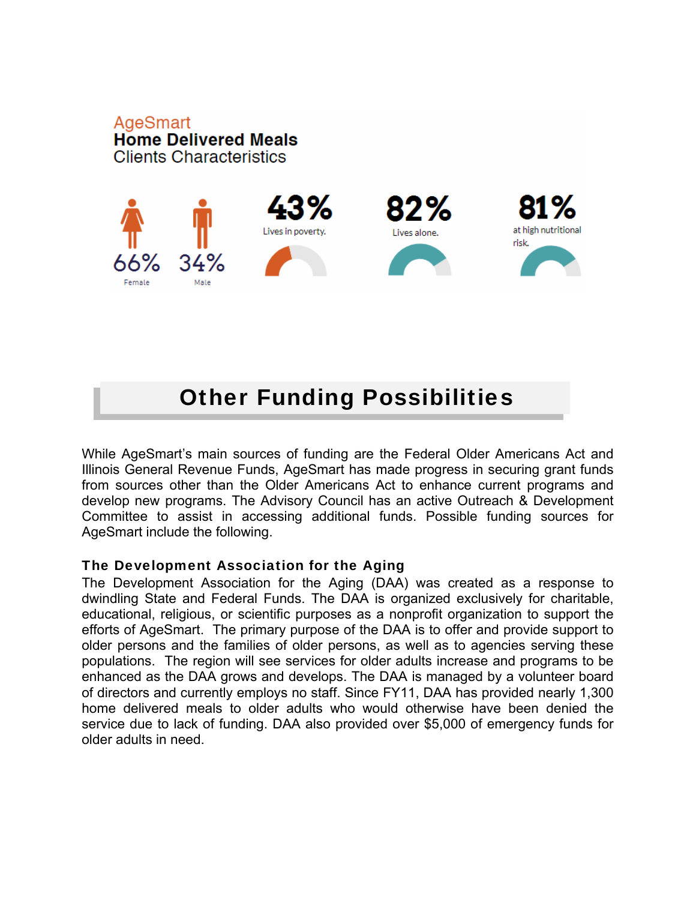AgeSmart
**Home Delivered Meals**
Clients Characteristics

66% Female

34% Male

43% Lives in poverty.

82% Lives alone.

81% at high nutritional risk.

## Other Funding Possibilities

While AgeSmart's main sources of funding are the Federal Older Americans Act and Illinois General Revenue Funds, AgeSmart has made progress in securing grant funds from sources other than the Older Americans Act to enhance current programs and develop new programs. The Advisory Council has an active Outreach & Development Committee to assist in accessing additional funds. Possible funding sources for AgeSmart include the following.

### The Development Association for the Aging

The Development Association for the Aging (DAA) was created as a response to dwindling State and Federal Funds. The DAA is organized exclusively for charitable, educational, religious, or scientific purposes as a nonprofit organization to support the efforts of AgeSmart. The primary purpose of the DAA is to offer and provide support to older persons and the families of older persons, as well as to agencies serving these populations. The region will see services for older adults increase and programs to be enhanced as the DAA grows and develops. The DAA is managed by a volunteer board of directors and currently employs no staff. Since FY11, DAA has provided nearly 1,300 home delivered meals to older adults who would otherwise have been denied the service due to lack of funding. DAA also provided over $5,000 of emergency funds for older adults in need.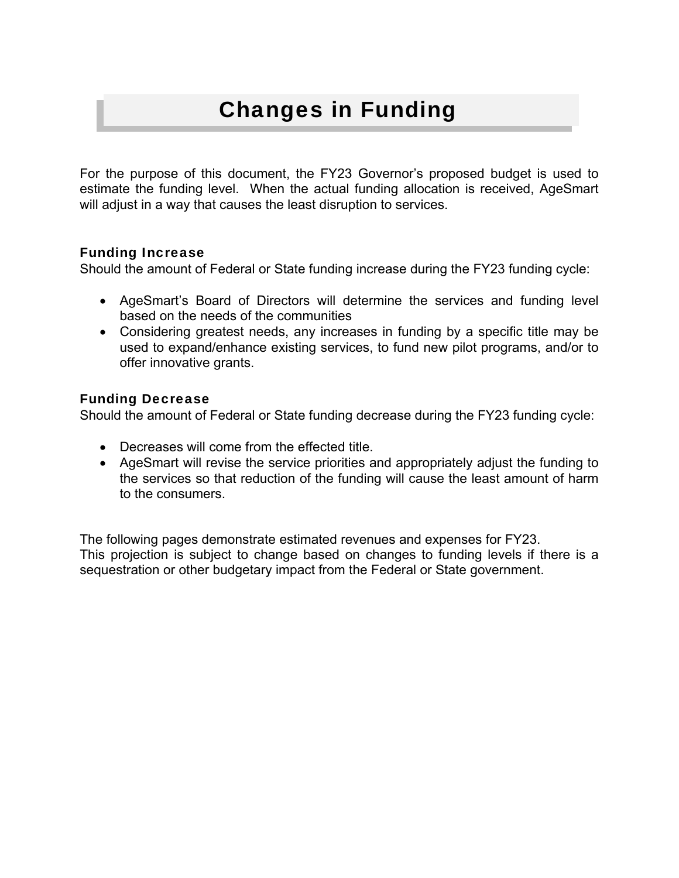# Changes in Funding

For the purpose of this document, the FY23 Governor's proposed budget is used to estimate the funding level. When the actual funding allocation is received, AgeSmart will adjust in a way that causes the least disruption to services.

### Funding Increase

Should the amount of Federal or State funding increase during the FY23 funding cycle:

- AgeSmart's Board of Directors will determine the services and funding level based on the needs of the communities
- Considering greatest needs, any increases in funding by a specific title may be used to expand/enhance existing services, to fund new pilot programs, and/or to offer innovative grants.

### Funding Decrease

Should the amount of Federal or State funding decrease during the FY23 funding cycle:

- Decreases will come from the effected title.
- AgeSmart will revise the service priorities and appropriately adjust the funding to the services so that reduction of the funding will cause the least amount of harm to the consumers.

The following pages demonstrate estimated revenues and expenses for FY23.
This projection is subject to change based on changes to funding levels if there is a sequestration or other budgetary impact from the Federal or State government.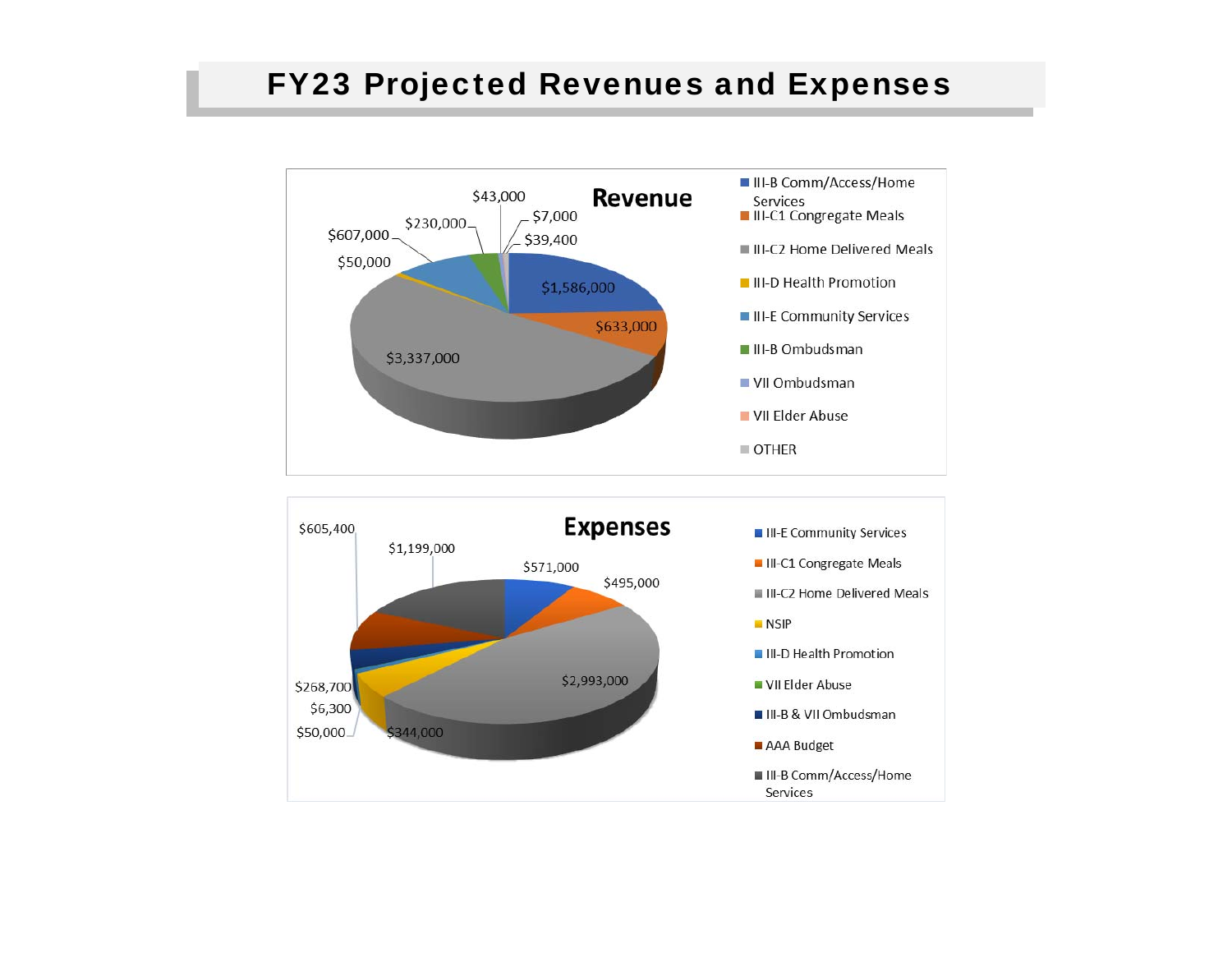# FY23 Projected Revenues and Expenses

**Revenue**

- III-B Comm/Access/Home Services
- III-C1 Congregate Meals
- III-C2 Home Delivered Meals
- III-D Health Promotion
- III-E Community Services
- III-B Ombudsman
- VII Ombudsman
- VII Elder Abuse
- OTHER

$1,586,000 · $633,000 · $3,337,000 · $50,000 · $607,000 · $230,000 · $43,000 · $7,000 · $39,400

**Expenses**

- III-E Community Services
- III-C1 Congregate Meals
- III-C2 Home Delivered Meals
- NSIP
- III-D Health Promotion
- VII Elder Abuse
- III-B & VII Ombudsman
- AAA Budget
- III-B Comm/Access/Home Services

$571,000 · $495,000 · $2,993,000 · $344,000 · $50,000 · $6,300 · $268,700 · $605,400 · $1,199,000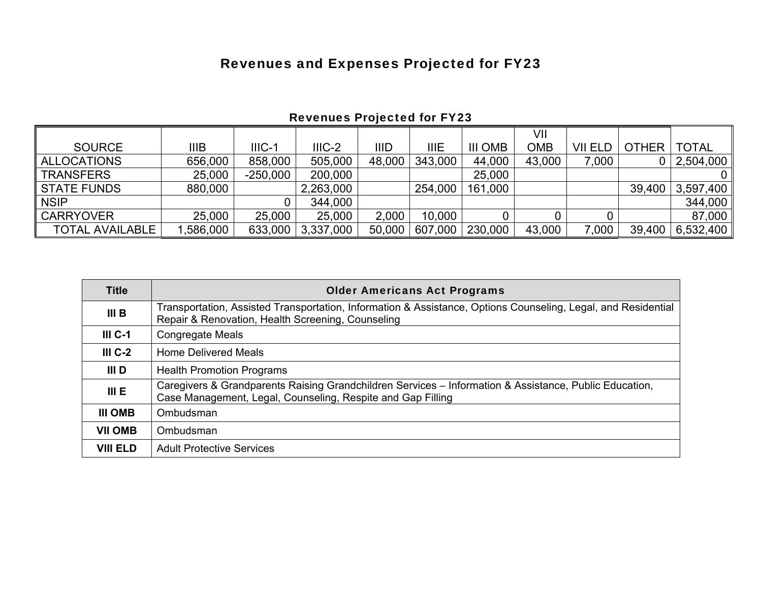# Revenues and Expenses Projected for FY23

## Revenues Projected for FY23

| SOURCE | IIIB | IIIC-1 | IIIC-2 | IIID | IIIE | III OMB | VII OMB | VII ELD | OTHER | TOTAL |
|---|---|---|---|---|---|---|---|---|---|---|
| ALLOCATIONS | 656,000 | 858,000 | 505,000 | 48,000 | 343,000 | 44,000 | 43,000 | 7,000 | 0 | 2,504,000 |
| TRANSFERS | 25,000 | -250,000 | 200,000 | | | 25,000 | | | | 0 |
| STATE FUNDS | 880,000 | | 2,263,000 | | 254,000 | 161,000 | | | 39,400 | 3,597,400 |
| NSIP | | 0 | 344,000 | | | | | | | 344,000 |
| CARRYOVER | 25,000 | 25,000 | 25,000 | 2,000 | 10,000 | 0 | 0 | 0 | | 87,000 |
| TOTAL AVAILABLE | 1,586,000 | 633,000 | 3,337,000 | 50,000 | 607,000 | 230,000 | 43,000 | 7,000 | 39,400 | 6,532,400 |

| Title | Older Americans Act Programs |
|---|---|
| **III B** | Transportation, Assisted Transportation, Information & Assistance, Options Counseling, Legal, and Residential Repair & Renovation, Health Screening, Counseling |
| **III C-1** | Congregate Meals |
| **III C-2** | Home Delivered Meals |
| **III D** | Health Promotion Programs |
| **III E** | Caregivers & Grandparents Raising Grandchildren Services – Information & Assistance, Public Education, Case Management, Legal, Counseling, Respite and Gap Filling |
| **III OMB** | Ombudsman |
| **VII OMB** | Ombudsman |
| **VIII ELD** | Adult Protective Services |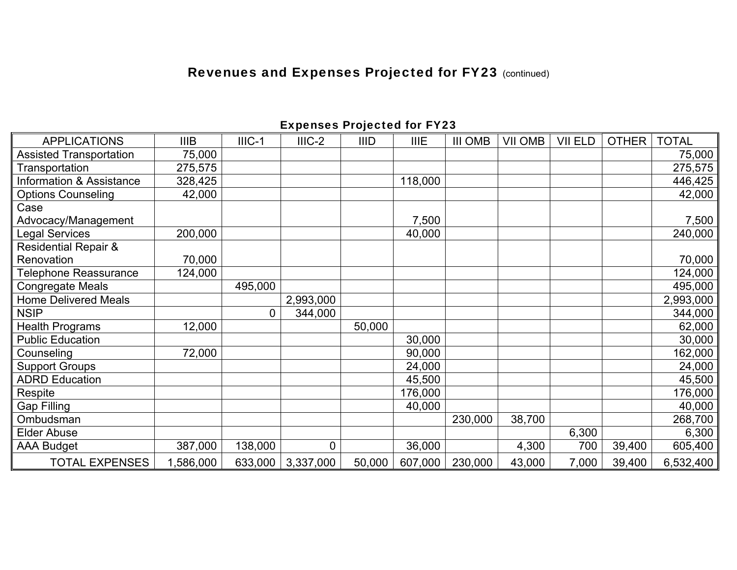## Revenues and Expenses Projected for FY23 (continued)

### Expenses Projected for FY23

| APPLICATIONS | IIIB | IIIC-1 | IIIC-2 | IIID | IIIE | III OMB | VII OMB | VII ELD | OTHER | TOTAL |
|---|---|---|---|---|---|---|---|---|---|---|
| Assisted Transportation | 75,000 | | | | | | | | | 75,000 |
| Transportation | 275,575 | | | | | | | | | 275,575 |
| Information & Assistance | 328,425 | | | | 118,000 | | | | | 446,425 |
| Options Counseling | 42,000 | | | | | | | | | 42,000 |
| Case Advocacy/Management | | | | | 7,500 | | | | | 7,500 |
| Legal Services | 200,000 | | | | 40,000 | | | | | 240,000 |
| Residential Repair & Renovation | 70,000 | | | | | | | | | 70,000 |
| Telephone Reassurance | 124,000 | | | | | | | | | 124,000 |
| Congregate Meals | | 495,000 | | | | | | | | 495,000 |
| Home Delivered Meals | | | 2,993,000 | | | | | | | 2,993,000 |
| NSIP | | 0 | 344,000 | | | | | | | 344,000 |
| Health Programs | 12,000 | | | 50,000 | | | | | | 62,000 |
| Public Education | | | | | 30,000 | | | | | 30,000 |
| Counseling | 72,000 | | | | 90,000 | | | | | 162,000 |
| Support Groups | | | | | 24,000 | | | | | 24,000 |
| ADRD Education | | | | | 45,500 | | | | | 45,500 |
| Respite | | | | | 176,000 | | | | | 176,000 |
| Gap Filling | | | | | 40,000 | | | | | 40,000 |
| Ombudsman | | | | | | 230,000 | 38,700 | | | 268,700 |
| Elder Abuse | | | | | | | | 6,300 | | 6,300 |
| AAA Budget | 387,000 | 138,000 | 0 | | 36,000 | | 4,300 | 700 | 39,400 | 605,400 |
| TOTAL EXPENSES | 1,586,000 | 633,000 | 3,337,000 | 50,000 | 607,000 | 230,000 | 43,000 | 7,000 | 39,400 | 6,532,400 |